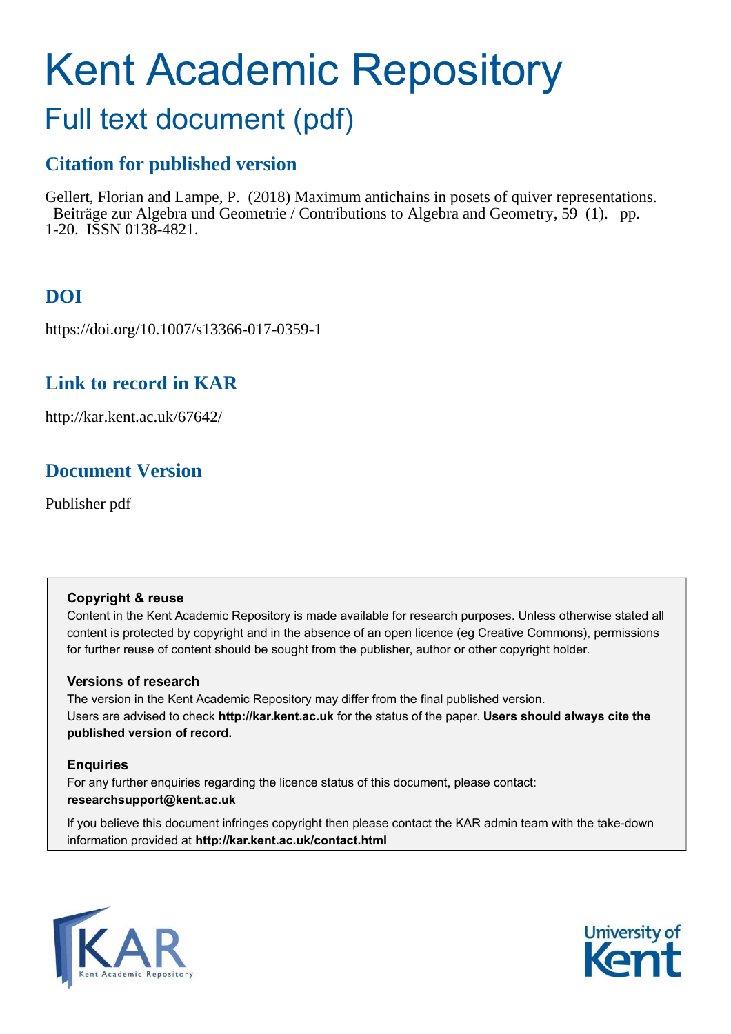# Kent Academic Repository

## Full text document (pdf)

### Citation for published version

Gellert, Florian and Lampe, P. (2018) Maximum antichains in posets of quiver representations. Beiträge zur Algebra und Geometrie / Contributions to Algebra and Geometry, 59 (1). pp. 1-20. ISSN 0138-4821.

### DOI

https://doi.org/10.1007/s13366-017-0359-1

### Link to record in KAR

http://kar.kent.ac.uk/67642/

### Document Version

Publisher pdf

**Copyright & reuse**

Content in the Kent Academic Repository is made available for research purposes. Unless otherwise stated all content is protected by copyright and in the absence of an open licence (eg Creative Commons), permissions for further reuse of content should be sought from the publisher, author or other copyright holder.

**Versions of research**

The version in the Kent Academic Repository may differ from the final published version. Users are advised to check **http://kar.kent.ac.uk** for the status of the paper. **Users should always cite the published version of record.**

**Enquiries**

For any further enquiries regarding the licence status of this document, please contact: **researchsupport@kent.ac.uk**

If you believe this document infringes copyright then please contact the KAR admin team with the take-down information provided at **http://kar.kent.ac.uk/contact.html**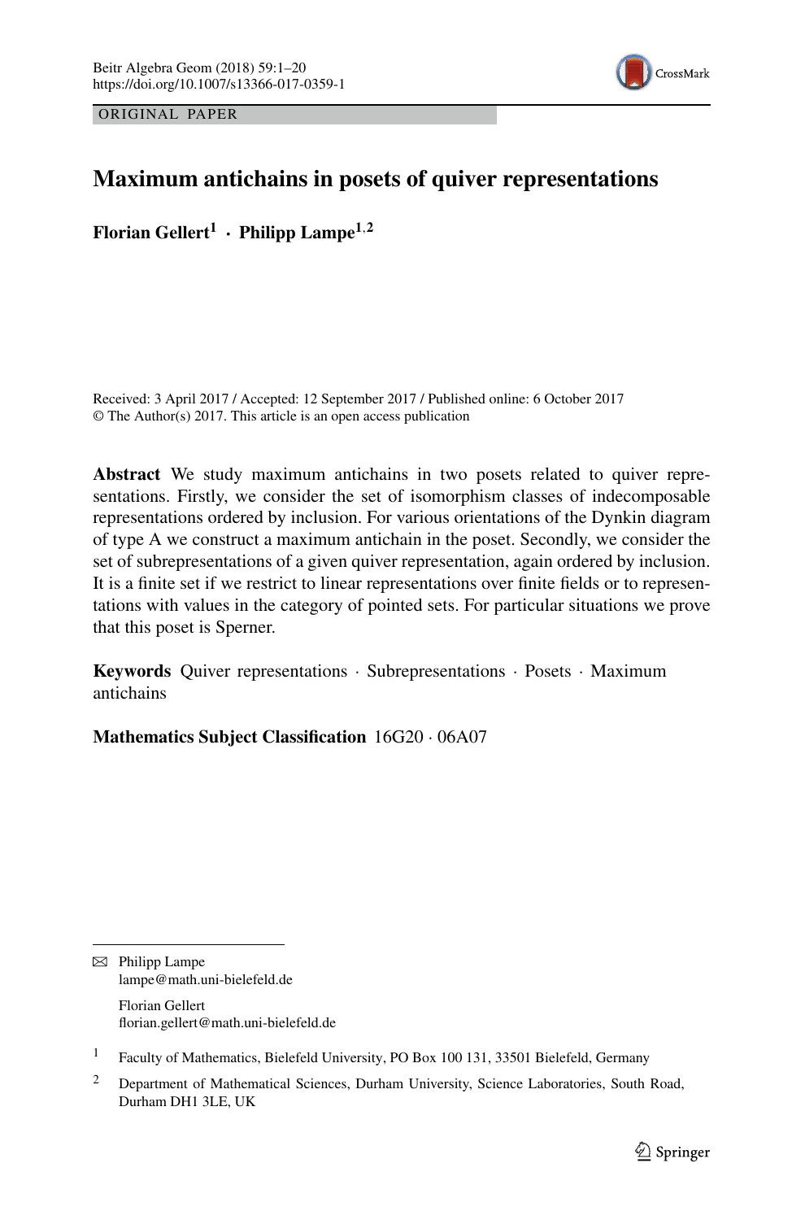ORIGINAL PAPER

# Maximum antichains in posets of quiver representations

**Florian Gellert**[1] · **Philipp Lampe**[1,2]

Received: 3 April 2017 / Accepted: 12 September 2017 / Published online: 6 October 2017
© The Author(s) 2017. This article is an open access publication

**Abstract** We study maximum antichains in two posets related to quiver representations. Firstly, we consider the set of isomorphism classes of indecomposable representations ordered by inclusion. For various orientations of the Dynkin diagram of type A we construct a maximum antichain in the poset. Secondly, we consider the set of subrepresentations of a given quiver representation, again ordered by inclusion. It is a finite set if we restrict to linear representations over finite fields or to representations with values in the category of pointed sets. For particular situations we prove that this poset is Sperner.

**Keywords** Quiver representations · Subrepresentations · Posets · Maximum antichains

**Mathematics Subject Classification** 16G20 · 06A07

✉ Philipp Lampe
lampe@math.uni-bielefeld.de

Florian Gellert
florian.gellert@math.uni-bielefeld.de

[1] Faculty of Mathematics, Bielefeld University, PO Box 100 131, 33501 Bielefeld, Germany

[2] Department of Mathematical Sciences, Durham University, Science Laboratories, South Road, Durham DH1 3LE, UK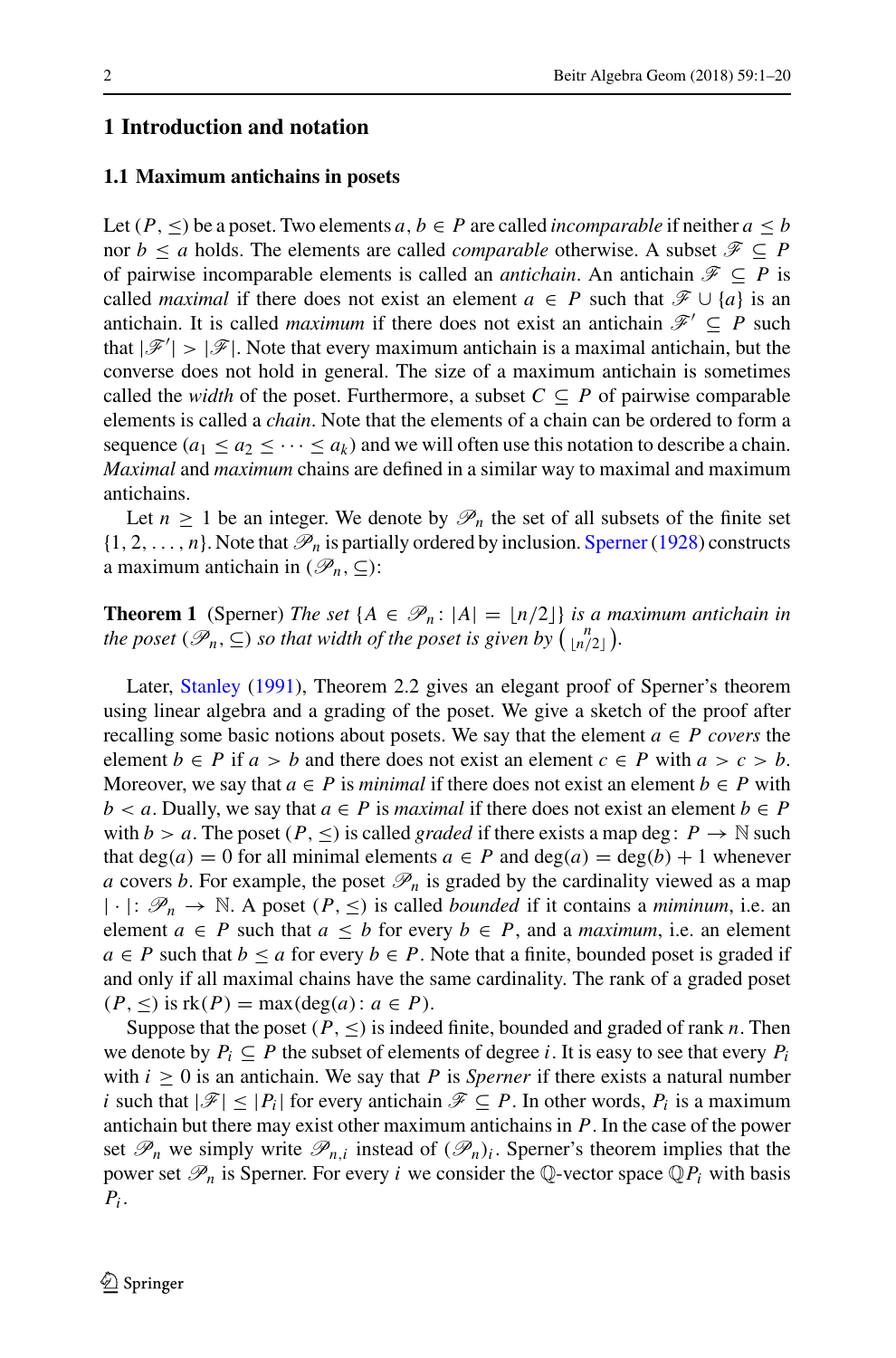## 1 Introduction and notation

### 1.1 Maximum antichains in posets

Let $(P, \leq)$ be a poset. Two elements $a, b \in P$ are called *incomparable* if neither $a \leq b$ nor $b \leq a$ holds. The elements are called *comparable* otherwise. A subset $\mathscr{F} \subseteq P$ of pairwise incomparable elements is called an *antichain*. An antichain $\mathscr{F} \subseteq P$ is called *maximal* if there does not exist an element $a \in P$ such that $\mathscr{F} \cup \{a\}$ is an antichain. It is called *maximum* if there does not exist an antichain $\mathscr{F}' \subseteq P$ such that $|\mathscr{F}'| > |\mathscr{F}|$. Note that every maximum antichain is a maximal antichain, but the converse does not hold in general. The size of a maximum antichain is sometimes called the *width* of the poset. Furthermore, a subset $C \subseteq P$ of pairwise comparable elements is called a *chain*. Note that the elements of a chain can be ordered to form a sequence $(a_1 \leq a_2 \leq \cdots \leq a_k)$ and we will often use this notation to describe a chain. *Maximal* and *maximum* chains are defined in a similar way to maximal and maximum antichains.

Let $n \geq 1$ be an integer. We denote by $\mathscr{P}_n$ the set of all subsets of the finite set $\{1, 2, \ldots, n\}$. Note that $\mathscr{P}_n$ is partially ordered by inclusion. Sperner (1928) constructs a maximum antichain in $(\mathscr{P}_n, \subseteq)$:

**Theorem 1** (Sperner) *The set $\{A \in \mathscr{P}_n : |A| = \lfloor n/2 \rfloor\}$ is a maximum antichain in the poset $(\mathscr{P}_n, \subseteq)$ so that width of the poset is given by $\binom{n}{\lfloor n/2 \rfloor}$.*

Later, Stanley (1991), Theorem 2.2 gives an elegant proof of Sperner's theorem using linear algebra and a grading of the poset. We give a sketch of the proof after recalling some basic notions about posets. We say that the element $a \in P$ *covers* the element $b \in P$ if $a > b$ and there does not exist an element $c \in P$ with $a > c > b$. Moreover, we say that $a \in P$ is *minimal* if there does not exist an element $b \in P$ with $b < a$. Dually, we say that $a \in P$ is *maximal* if there does not exist an element $b \in P$ with $b > a$. The poset $(P, \leq)$ is called *graded* if there exists a map $\deg : P \to \mathbb{N}$ such that $\deg(a) = 0$ for all minimal elements $a \in P$ and $\deg(a) = \deg(b) + 1$ whenever $a$ covers $b$. For example, the poset $\mathscr{P}_n$ is graded by the cardinality viewed as a map $|\cdot| : \mathscr{P}_n \to \mathbb{N}$. A poset $(P, \leq)$ is called *bounded* if it contains a *miminum*, i.e. an element $a \in P$ such that $a \leq b$ for every $b \in P$, and a *maximum*, i.e. an element $a \in P$ such that $b \leq a$ for every $b \in P$. Note that a finite, bounded poset is graded if and only if all maximal chains have the same cardinality. The rank of a graded poset $(P, \leq)$ is $\mathrm{rk}(P) = \max(\deg(a) : a \in P)$.

Suppose that the poset $(P, \leq)$ is indeed finite, bounded and graded of rank $n$. Then we denote by $P_i \subseteq P$ the subset of elements of degree $i$. It is easy to see that every $P_i$ with $i \geq 0$ is an antichain. We say that $P$ is *Sperner* if there exists a natural number $i$ such that $|\mathscr{F}| \leq |P_i|$ for every antichain $\mathscr{F} \subseteq P$. In other words, $P_i$ is a maximum antichain but there may exist other maximum antichains in $P$. In the case of the power set $\mathscr{P}_n$ we simply write $\mathscr{P}_{n,i}$ instead of $(\mathscr{P}_n)_i$. Sperner's theorem implies that the power set $\mathscr{P}_n$ is Sperner. For every $i$ we consider the $\mathbb{Q}$-vector space $\mathbb{Q}P_i$ with basis $P_i$.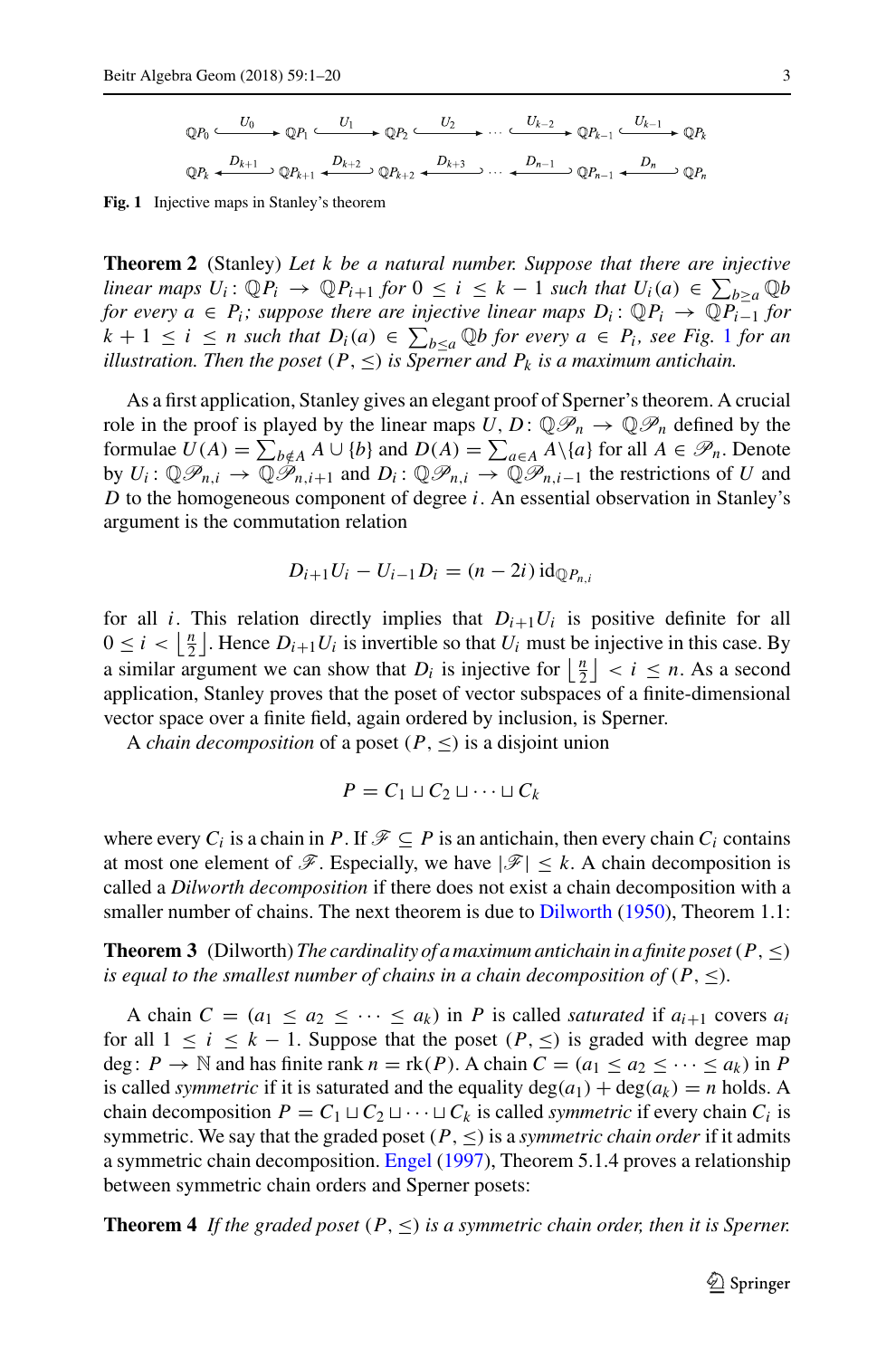$$\mathbb{Q}P_0 \xrightarrow{U_0} \mathbb{Q}P_1 \xrightarrow{U_1} \mathbb{Q}P_2 \xrightarrow{U_2} \cdots \xrightarrow{U_{k-2}} \mathbb{Q}P_{k-1} \xrightarrow{U_{k-1}} \mathbb{Q}P_k$$

$$\mathbb{Q}P_k \xleftarrow{D_{k+1}} \mathbb{Q}P_{k+1} \xleftarrow{D_{k+2}} \mathbb{Q}P_{k+2} \xleftarrow{D_{k+3}} \cdots \xleftarrow{D_{n-1}} \mathbb{Q}P_{n-1} \xleftarrow{D_n} \mathbb{Q}P_n$$

**Fig. 1** Injective maps in Stanley's theorem

**Theorem 2** (Stanley) *Let $k$ be a natural number. Suppose that there are injective linear maps $U_i : \mathbb{Q}P_i \to \mathbb{Q}P_{i+1}$ for $0 \le i \le k-1$ such that $U_i(a) \in \sum_{b \ge a} \mathbb{Q}b$ for every $a \in P_i$; suppose there are injective linear maps $D_i : \mathbb{Q}P_i \to \mathbb{Q}P_{i-1}$ for $k+1 \le i \le n$ such that $D_i(a) \in \sum_{b \le a} \mathbb{Q}b$ for every $a \in P_i$, see Fig. 1 for an illustration. Then the poset $(P, \le)$ is Sperner and $P_k$ is a maximum antichain.*

As a first application, Stanley gives an elegant proof of Sperner's theorem. A crucial role in the proof is played by the linear maps $U, D : \mathbb{Q}\mathscr{P}_n \to \mathbb{Q}\mathscr{P}_n$ defined by the formulae $U(A) = \sum_{b \notin A} A \cup \{b\}$ and $D(A) = \sum_{a \in A} A \backslash \{a\}$ for all $A \in \mathscr{P}_n$. Denote by $U_i : \mathbb{Q}\mathscr{P}_{n,i} \to \mathbb{Q}\mathscr{P}_{n,i+1}$ and $D_i : \mathbb{Q}\mathscr{P}_{n,i} \to \mathbb{Q}\mathscr{P}_{n,i-1}$ the restrictions of $U$ and $D$ to the homogeneous component of degree $i$. An essential observation in Stanley's argument is the commutation relation

$$D_{i+1}U_i - U_{i-1}D_i = (n - 2i)\,\mathrm{id}_{\mathbb{Q}\mathscr{P}_{n,i}}$$

for all $i$. This relation directly implies that $D_{i+1}U_i$ is positive definite for all $0 \le i < \left\lfloor \frac{n}{2} \right\rfloor$. Hence $D_{i+1}U_i$ is invertible so that $U_i$ must be injective in this case. By a similar argument we can show that $D_i$ is injective for $\left\lfloor \frac{n}{2} \right\rfloor < i \le n$. As a second application, Stanley proves that the poset of vector subspaces of a finite-dimensional vector space over a finite field, again ordered by inclusion, is Sperner.

A *chain decomposition* of a poset $(P, \le)$ is a disjoint union

$$P = C_1 \sqcup C_2 \sqcup \cdots \sqcup C_k$$

where every $C_i$ is a chain in $P$. If $\mathscr{F} \subseteq P$ is an antichain, then every chain $C_i$ contains at most one element of $\mathscr{F}$. Especially, we have $|\mathscr{F}| \le k$. A chain decomposition is called a *Dilworth decomposition* if there does not exist a chain decomposition with a smaller number of chains. The next theorem is due to Dilworth (1950), Theorem 1.1:

**Theorem 3** (Dilworth) *The cardinality of a maximum antichain in a finite poset $(P, \le)$ is equal to the smallest number of chains in a chain decomposition of $(P, \le)$.*

A chain $C = (a_1 \le a_2 \le \cdots \le a_k)$ in $P$ is called *saturated* if $a_{i+1}$ covers $a_i$ for all $1 \le i \le k-1$. Suppose that the poset $(P, \le)$ is graded with degree map $\deg : P \to \mathbb{N}$ and has finite rank $n = \mathrm{rk}(P)$. A chain $C = (a_1 \le a_2 \le \cdots \le a_k)$ in $P$ is called *symmetric* if it is saturated and the equality $\deg(a_1) + \deg(a_k) = n$ holds. A chain decomposition $P = C_1 \sqcup C_2 \sqcup \cdots \sqcup C_k$ is called *symmetric* if every chain $C_i$ is symmetric. We say that the graded poset $(P, \le)$ is a *symmetric chain order* if it admits a symmetric chain decomposition. Engel (1997), Theorem 5.1.4 proves a relationship between symmetric chain orders and Sperner posets:

**Theorem 4** *If the graded poset $(P, \le)$ is a symmetric chain order, then it is Sperner.*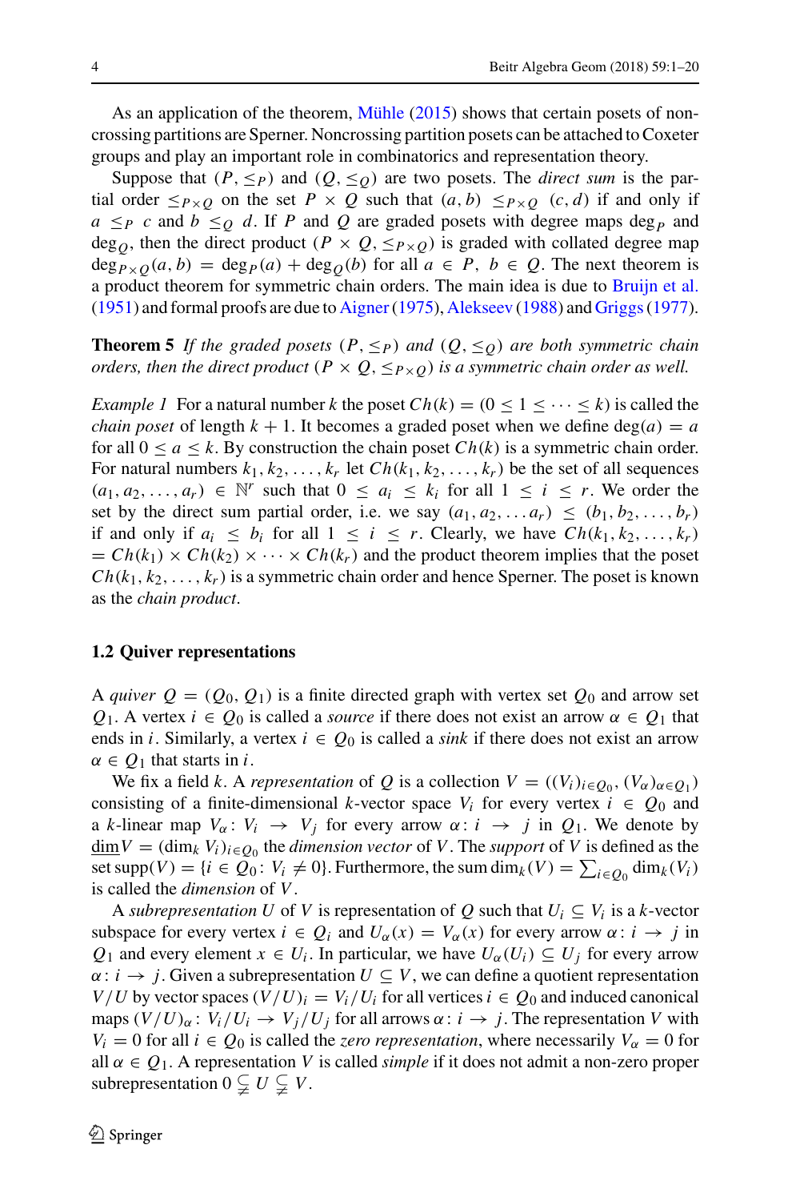As an application of the theorem, Mühle (2015) shows that certain posets of noncrossing partitions are Sperner. Noncrossing partition posets can be attached to Coxeter groups and play an important role in combinatorics and representation theory.

Suppose that $(P, \leq_P)$ and $(Q, \leq_Q)$ are two posets. The *direct sum* is the partial order $\leq_{P\times Q}$ on the set $P \times Q$ such that $(a, b) \leq_{P\times Q} (c, d)$ if and only if $a \leq_P c$ and $b \leq_Q d$. If $P$ and $Q$ are graded posets with degree maps $\deg_P$ and $\deg_Q$, then the direct product $(P \times Q, \leq_{P\times Q})$ is graded with collated degree map $\deg_{P\times Q}(a, b) = \deg_P(a) + \deg_Q(b)$ for all $a \in P$, $b \in Q$. The next theorem is a product theorem for symmetric chain orders. The main idea is due to Bruijn et al. (1951) and formal proofs are due to Aigner (1975), Alekseev (1988) and Griggs (1977).

**Theorem 5** *If the graded posets $(P, \leq_P)$ and $(Q, \leq_Q)$ are both symmetric chain orders, then the direct product $(P \times Q, \leq_{P\times Q})$ is a symmetric chain order as well.*

*Example 1* For a natural number $k$ the poset $Ch(k) = (0 \leq 1 \leq \cdots \leq k)$ is called the *chain poset* of length $k + 1$. It becomes a graded poset when we define $\deg(a) = a$ for all $0 \leq a \leq k$. By construction the chain poset $Ch(k)$ is a symmetric chain order. For natural numbers $k_1, k_2, \ldots, k_r$ let $Ch(k_1, k_2, \ldots, k_r)$ be the set of all sequences $(a_1, a_2, \ldots, a_r) \in \mathbb{N}^r$ such that $0 \leq a_i \leq k_i$ for all $1 \leq i \leq r$. We order the set by the direct sum partial order, i.e. we say $(a_1, a_2, \ldots a_r) \leq (b_1, b_2, \ldots, b_r)$ if and only if $a_i \leq b_i$ for all $1 \leq i \leq r$. Clearly, we have $Ch(k_1, k_2, \ldots, k_r) = Ch(k_1) \times Ch(k_2) \times \cdots \times Ch(k_r)$ and the product theorem implies that the poset $Ch(k_1, k_2, \ldots, k_r)$ is a symmetric chain order and hence Sperner. The poset is known as the *chain product*.

### 1.2 Quiver representations

A *quiver* $Q = (Q_0, Q_1)$ is a finite directed graph with vertex set $Q_0$ and arrow set $Q_1$. A vertex $i \in Q_0$ is called a *source* if there does not exist an arrow $\alpha \in Q_1$ that ends in $i$. Similarly, a vertex $i \in Q_0$ is called a *sink* if there does not exist an arrow $\alpha \in Q_1$ that starts in $i$.

We fix a field $k$. A *representation* of $Q$ is a collection $V = ((V_i)_{i\in Q_0}, (V_\alpha)_{\alpha\in Q_1})$ consisting of a finite-dimensional $k$-vector space $V_i$ for every vertex $i \in Q_0$ and a $k$-linear map $V_\alpha\colon V_i \to V_j$ for every arrow $\alpha\colon i \to j$ in $Q_1$. We denote by $\underline{\dim} V = (\dim_k V_i)_{i\in Q_0}$ the *dimension vector* of $V$. The *support* of $V$ is defined as the set $\operatorname{supp}(V) = \{i \in Q_0\colon V_i \neq 0\}$. Furthermore, the sum $\dim_k(V) = \sum_{i\in Q_0} \dim_k(V_i)$ is called the *dimension* of $V$.

A *subrepresentation* $U$ of $V$ is representation of $Q$ such that $U_i \subseteq V_i$ is a $k$-vector subspace for every vertex $i \in Q_i$ and $U_\alpha(x) = V_\alpha(x)$ for every arrow $\alpha\colon i \to j$ in $Q_1$ and every element $x \in U_i$. In particular, we have $U_\alpha(U_i) \subseteq U_j$ for every arrow $\alpha\colon i \to j$. Given a subrepresentation $U \subseteq V$, we can define a quotient representation $V/U$ by vector spaces $(V/U)_i = V_i/U_i$ for all vertices $i \in Q_0$ and induced canonical maps $(V/U)_\alpha\colon V_i/U_i \to V_j/U_j$ for all arrows $\alpha\colon i \to j$. The representation $V$ with $V_i = 0$ for all $i \in Q_0$ is called the *zero representation*, where necessarily $V_\alpha = 0$ for all $\alpha \in Q_1$. A representation $V$ is called *simple* if it does not admit a non-zero proper subrepresentation $0 \subsetneq U \subsetneq V$.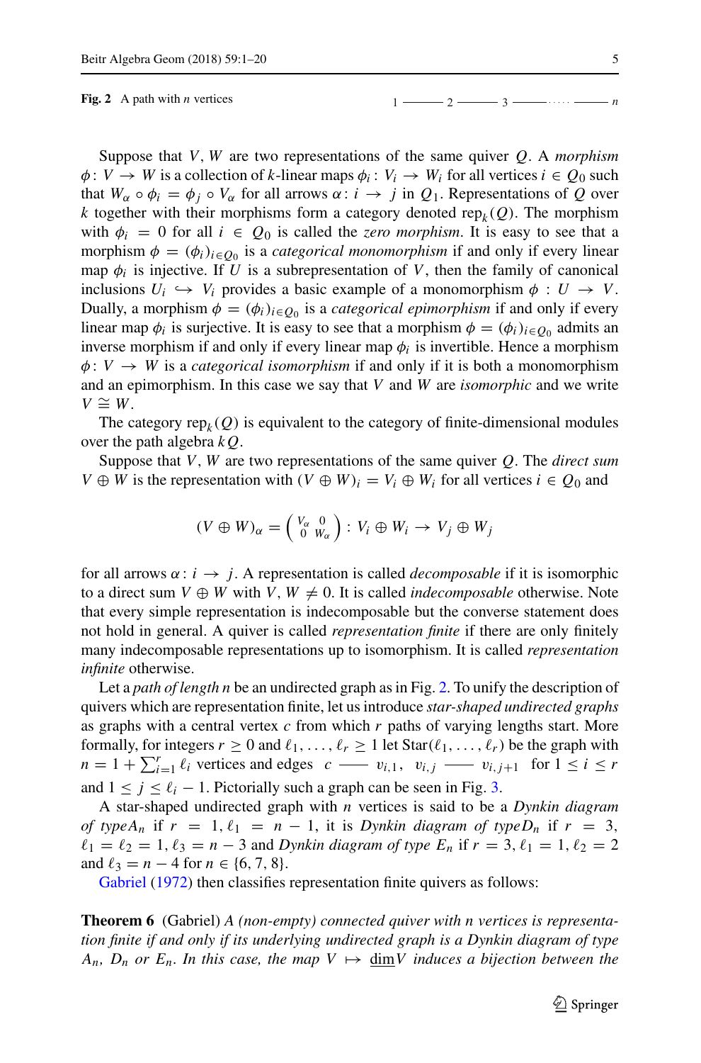**Fig. 2** A path with $n$ vertices

$1 —— 2 —— 3 ——\cdots\cdots —— n$

Suppose that $V, W$ are two representations of the same quiver $Q$. A *morphism* $\phi\colon V \to W$ is a collection of $k$-linear maps $\phi_i\colon V_i \to W_i$ for all vertices $i \in Q_0$ such that $W_\alpha \circ \phi_i = \phi_j \circ V_\alpha$ for all arrows $\alpha\colon i \to j$ in $Q_1$. Representations of $Q$ over $k$ together with their morphisms form a category denoted $\mathrm{rep}_k(Q)$. The morphism with $\phi_i = 0$ for all $i \in Q_0$ is called the *zero morphism*. It is easy to see that a morphism $\phi = (\phi_i)_{i\in Q_0}$ is a *categorical monomorphism* if and only if every linear map $\phi_i$ is injective. If $U$ is a subrepresentation of $V$, then the family of canonical inclusions $U_i \hookrightarrow V_i$ provides a basic example of a monomorphism $\phi : U \to V$. Dually, a morphism $\phi = (\phi_i)_{i\in Q_0}$ is a *categorical epimorphism* if and only if every linear map $\phi_i$ is surjective. It is easy to see that a morphism $\phi = (\phi_i)_{i\in Q_0}$ admits an inverse morphism if and only if every linear map $\phi_i$ is invertible. Hence a morphism $\phi\colon V \to W$ is a *categorical isomorphism* if and only if it is both a monomorphism and an epimorphism. In this case we say that $V$ and $W$ are *isomorphic* and we write $V \cong W$.

The category $\mathrm{rep}_k(Q)$ is equivalent to the category of finite-dimensional modules over the path algebra $kQ$.

Suppose that $V, W$ are two representations of the same quiver $Q$. The *direct sum* $V \oplus W$ is the representation with $(V \oplus W)_i = V_i \oplus W_i$ for all vertices $i \in Q_0$ and

$$(V \oplus W)_\alpha = \begin{pmatrix} V_\alpha & 0 \\ 0 & W_\alpha \end{pmatrix} : V_i \oplus W_i \to V_j \oplus W_j$$

for all arrows $\alpha\colon i \to j$. A representation is called *decomposable* if it is isomorphic to a direct sum $V \oplus W$ with $V, W \neq 0$. It is called *indecomposable* otherwise. Note that every simple representation is indecomposable but the converse statement does not hold in general. A quiver is called *representation finite* if there are only finitely many indecomposable representations up to isomorphism. It is called *representation infinite* otherwise.

Let a *path of length n* be an undirected graph as in Fig. 2. To unify the description of quivers which are representation finite, let us introduce *star-shaped undirected graphs* as graphs with a central vertex $c$ from which $r$ paths of varying lengths start. More formally, for integers $r \geq 0$ and $\ell_1, \ldots, \ell_r \geq 1$ let $\mathrm{Star}(\ell_1, \ldots, \ell_r)$ be the graph with $n = 1 + \sum_{i=1}^{r} \ell_i$ vertices and edges $c$ —— $v_{i,1}$, $v_{i,j}$ —— $v_{i,j+1}$ for $1 \leq i \leq r$ and $1 \leq j \leq \ell_i - 1$. Pictorially such a graph can be seen in Fig. 3.

A star-shaped undirected graph with $n$ vertices is said to be a *Dynkin diagram of type* $A_n$ if $r = 1, \ell_1 = n - 1$, it is *Dynkin diagram of type* $D_n$ if $r = 3$, $\ell_1 = \ell_2 = 1, \ell_3 = n - 3$ and *Dynkin diagram of type* $E_n$ if $r = 3, \ell_1 = 1, \ell_2 = 2$ and $\ell_3 = n - 4$ for $n \in \{6, 7, 8\}$.

Gabriel (1972) then classifies representation finite quivers as follows:

**Theorem 6** (Gabriel) *A (non-empty) connected quiver with n vertices is representation finite if and only if its underlying undirected graph is a Dynkin diagram of type $A_n$, $D_n$ or $E_n$. In this case, the map $V \mapsto \underline{\dim} V$ induces a bijection between the*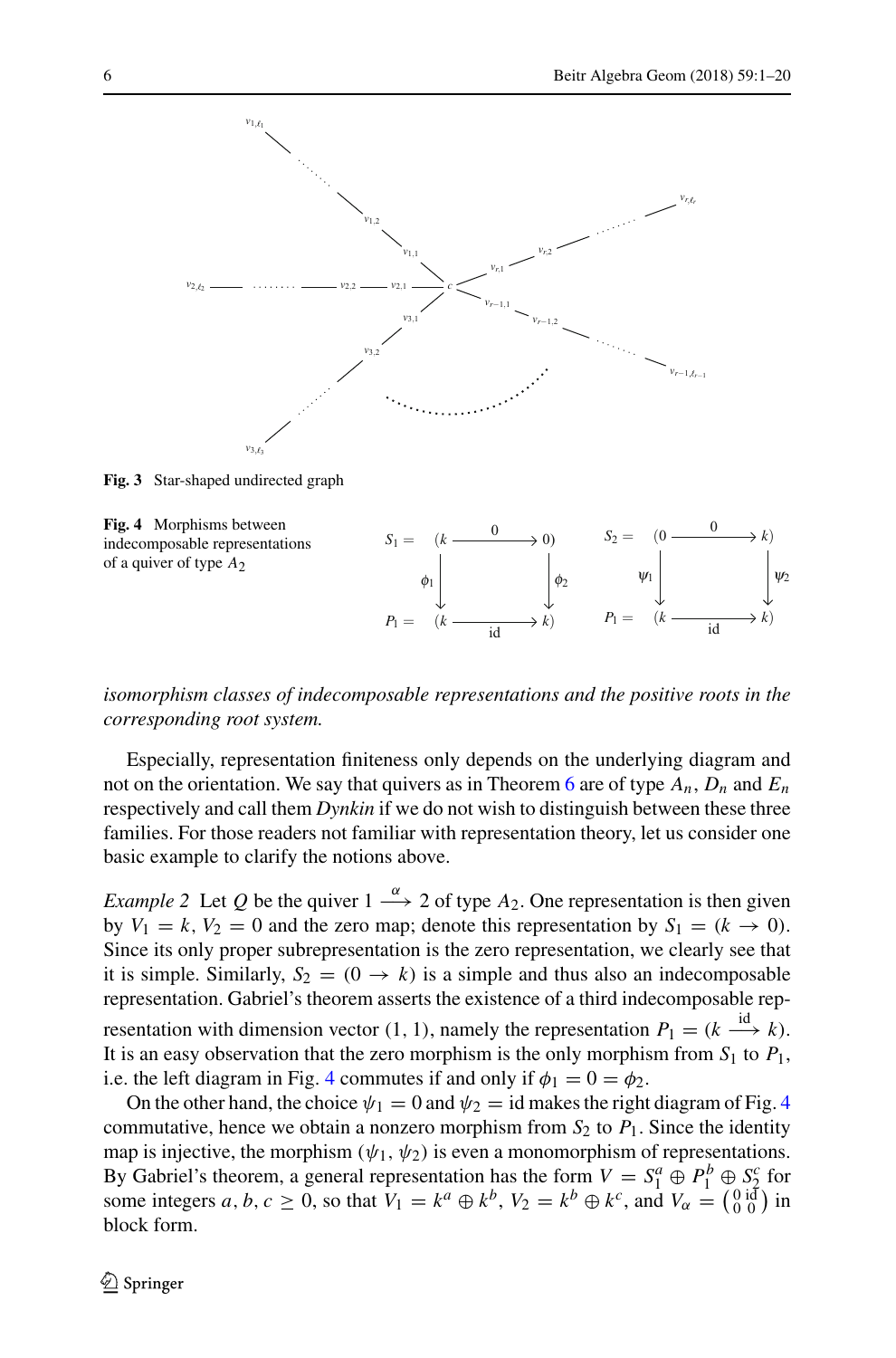Fig. 3 Star-shaped undirected graph

$$S_1 = \quad (k \xrightarrow{\;0\;} 0) \qquad S_2 = \quad (0 \xrightarrow{\;0\;} k)$$

$$\phi_1 \downarrow \qquad \downarrow \phi_2 \qquad \psi_1 \downarrow \qquad \downarrow \psi_2$$

$$P_1 = \quad (k \xrightarrow[\text{id}]{} k) \qquad P_1 = \quad (k \xrightarrow[\text{id}]{} k)$$

**Fig. 4** Morphisms between indecomposable representations of a quiver of type $A_2$

*isomorphism classes of indecomposable representations and the positive roots in the corresponding root system.*

Especially, representation finiteness only depends on the underlying diagram and not on the orientation. We say that quivers as in Theorem 6 are of type $A_n$, $D_n$ and $E_n$ respectively and call them *Dynkin* if we do not wish to distinguish between these three families. For those readers not familiar with representation theory, let us consider one basic example to clarify the notions above.

*Example 2* Let $Q$ be the quiver $1 \xrightarrow{\alpha} 2$ of type $A_2$. One representation is then given by $V_1 = k$, $V_2 = 0$ and the zero map; denote this representation by $S_1 = (k \to 0)$. Since its only proper subrepresentation is the zero representation, we clearly see that it is simple. Similarly, $S_2 = (0 \to k)$ is a simple and thus also an indecomposable representation. Gabriel's theorem asserts the existence of a third indecomposable representation with dimension vector $(1, 1)$, namely the representation $P_1 = (k \xrightarrow{\text{id}} k)$. It is an easy observation that the zero morphism is the only morphism from $S_1$ to $P_1$, i.e. the left diagram in Fig. 4 commutes if and only if $\phi_1 = 0 = \phi_2$.

On the other hand, the choice $\psi_1 = 0$ and $\psi_2 = \text{id}$ makes the right diagram of Fig. 4 commutative, hence we obtain a nonzero morphism from $S_2$ to $P_1$. Since the identity map is injective, the morphism $(\psi_1, \psi_2)$ is even a monomorphism of representations. By Gabriel's theorem, a general representation has the form $V = S_1^a \oplus P_1^b \oplus S_2^c$ for some integers $a, b, c \geq 0$, so that $V_1 = k^a \oplus k^b$, $V_2 = k^b \oplus k^c$, and $V_\alpha = \begin{pmatrix} 0 & \text{id} \\ 0 & 0 \end{pmatrix}$ in block form.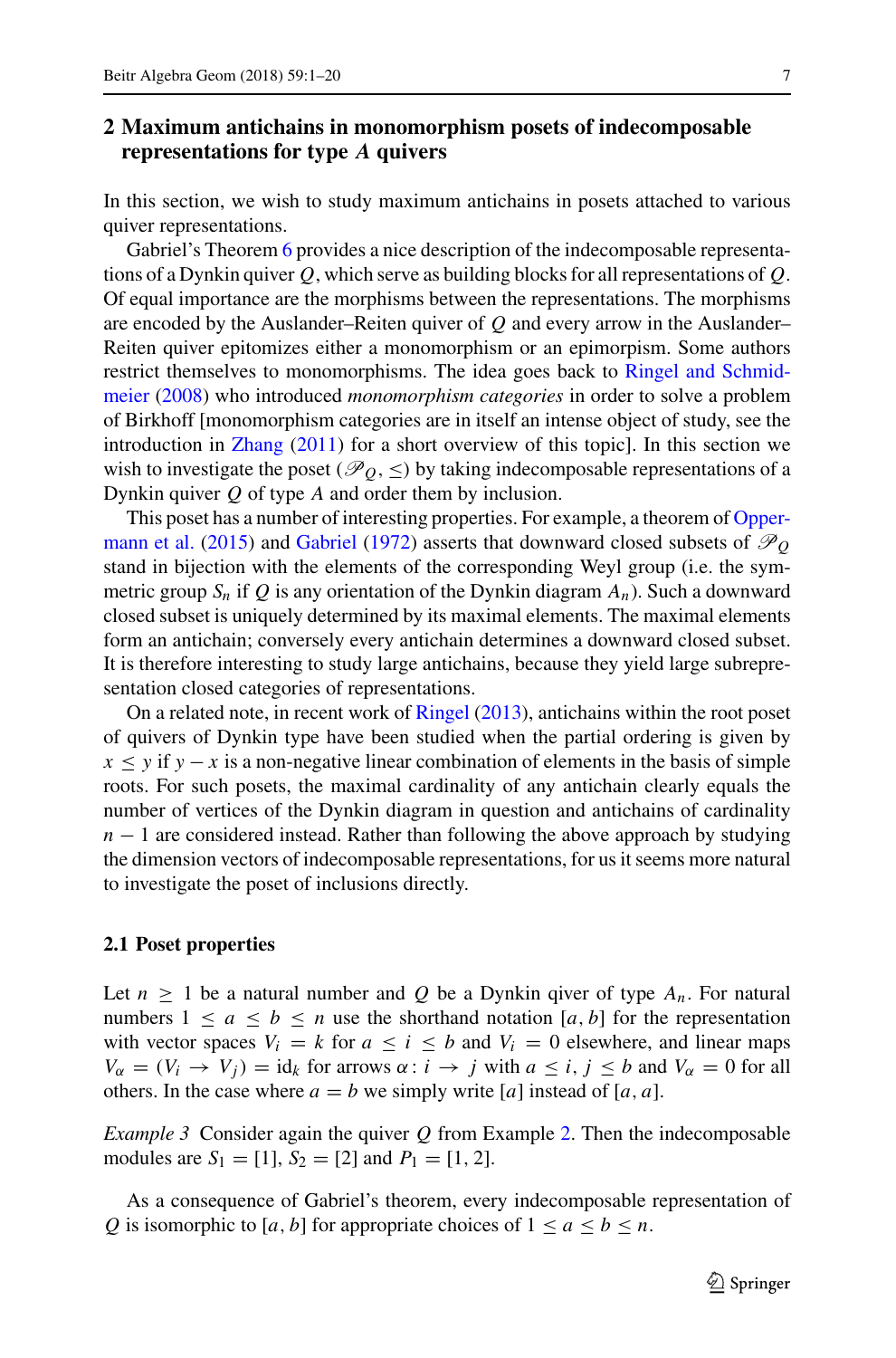## 2 Maximum antichains in monomorphism posets of indecomposable representations for type $A$ quivers

In this section, we wish to study maximum antichains in posets attached to various quiver representations.

Gabriel's Theorem 6 provides a nice description of the indecomposable representations of a Dynkin quiver $Q$, which serve as building blocks for all representations of $Q$. Of equal importance are the morphisms between the representations. The morphisms are encoded by the Auslander–Reiten quiver of $Q$ and every arrow in the Auslander–Reiten quiver epitomizes either a monomorphism or an epimorphism. Some authors restrict themselves to monomorphisms. The idea goes back to Ringel and Schmidmeier (2008) who introduced *monomorphism categories* in order to solve a problem of Birkhoff [monomorphism categories are in itself an intense object of study, see the introduction in Zhang (2011) for a short overview of this topic]. In this section we wish to investigate the poset $(\mathscr{P}_Q, \leq)$ by taking indecomposable representations of a Dynkin quiver $Q$ of type $A$ and order them by inclusion.

This poset has a number of interesting properties. For example, a theorem of Oppermann et al. (2015) and Gabriel (1972) asserts that downward closed subsets of $\mathscr{P}_Q$ stand in bijection with the elements of the corresponding Weyl group (i.e. the symmetric group $S_n$ if $Q$ is any orientation of the Dynkin diagram $A_n$). Such a downward closed subset is uniquely determined by its maximal elements. The maximal elements form an antichain; conversely every antichain determines a downward closed subset. It is therefore interesting to study large antichains, because they yield large subrepresentation closed categories of representations.

On a related note, in recent work of Ringel (2013), antichains within the root poset of quivers of Dynkin type have been studied when the partial ordering is given by $x \leq y$ if $y - x$ is a non-negative linear combination of elements in the basis of simple roots. For such posets, the maximal cardinality of any antichain clearly equals the number of vertices of the Dynkin diagram in question and antichains of cardinality $n - 1$ are considered instead. Rather than following the above approach by studying the dimension vectors of indecomposable representations, for us it seems more natural to investigate the poset of inclusions directly.

### 2.1 Poset properties

Let $n \geq 1$ be a natural number and $Q$ be a Dynkin qiver of type $A_n$. For natural numbers $1 \leq a \leq b \leq n$ use the shorthand notation $[a, b]$ for the representation with vector spaces $V_i = k$ for $a \leq i \leq b$ and $V_i = 0$ elsewhere, and linear maps $V_\alpha = (V_i \to V_j) = \mathrm{id}_k$ for arrows $\alpha : i \to j$ with $a \leq i, j \leq b$ and $V_\alpha = 0$ for all others. In the case where $a = b$ we simply write $[a]$ instead of $[a, a]$.

*Example 3* Consider again the quiver $Q$ from Example 2. Then the indecomposable modules are $S_1 = [1]$, $S_2 = [2]$ and $P_1 = [1, 2]$.

As a consequence of Gabriel's theorem, every indecomposable representation of $Q$ is isomorphic to $[a, b]$ for appropriate choices of $1 \leq a \leq b \leq n$.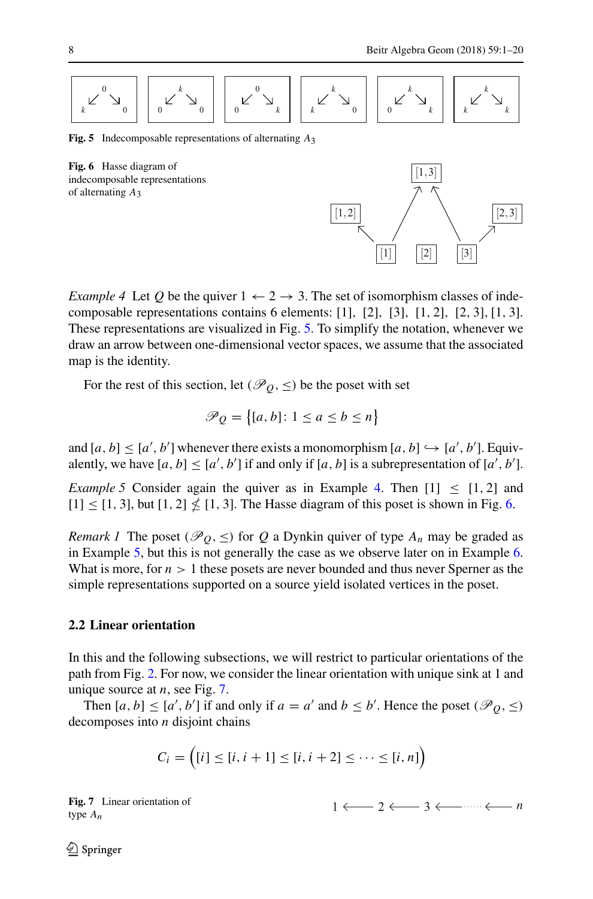0 k 0 | k 0 0 | 0 0 k | k k 0 | 0 k k | k k k

**Fig. 5** Indecomposable representations of alternating $A_3$

[1,3]

[1,2] [2,3]

[1] [2] [3]

**Fig. 6** Hasse diagram of indecomposable representations of alternating $A_3$

*Example 4* Let $Q$ be the quiver $1 \leftarrow 2 \rightarrow 3$. The set of isomorphism classes of indecomposable representations contains 6 elements: $[1]$, $[2]$, $[3]$, $[1, 2]$, $[2, 3]$, $[1, 3]$. These representations are visualized in Fig. 5. To simplify the notation, whenever we draw an arrow between one-dimensional vector spaces, we assume that the associated map is the identity.

For the rest of this section, let $(\mathscr{P}_Q, \leq)$ be the poset with set

$$\mathscr{P}_Q = \{[a, b]\colon 1 \leq a \leq b \leq n\}$$

and $[a, b] \leq [a', b']$ whenever there exists a monomorphism $[a, b] \hookrightarrow [a', b']$. Equivalently, we have $[a, b] \leq [a', b']$ if and only if $[a, b]$ is a subrepresentation of $[a', b']$.

*Example 5* Consider again the quiver as in Example 4. Then $[1] \leq [1, 2]$ and $[1] \leq [1, 3]$, but $[1, 2] \nleq [1, 3]$. The Hasse diagram of this poset is shown in Fig. 6.

*Remark 1* The poset $(\mathscr{P}_Q, \leq)$ for $Q$ a Dynkin quiver of type $A_n$ may be graded as in Example 5, but this is not generally the case as we observe later on in Example 6. What is more, for $n > 1$ these posets are never bounded and thus never Sperner as the simple representations supported on a source yield isolated vertices in the poset.

### 2.2 Linear orientation

In this and the following subsections, we will restrict to particular orientations of the path from Fig. 2. For now, we consider the linear orientation with unique sink at 1 and unique source at $n$, see Fig. 7.

Then $[a, b] \leq [a', b']$ if and only if $a = a'$ and $b \leq b'$. Hence the poset $(\mathscr{P}_Q, \leq)$ decomposes into $n$ disjoint chains

$$C_i = \Big([i] \leq [i, i + 1] \leq [i, i + 2] \leq \cdots \leq [i, n]\Big)$$

$$1 \longleftarrow 2 \longleftarrow 3 \longleftarrow \cdots \longleftarrow n$$

**Fig. 7** Linear orientation of type $A_n$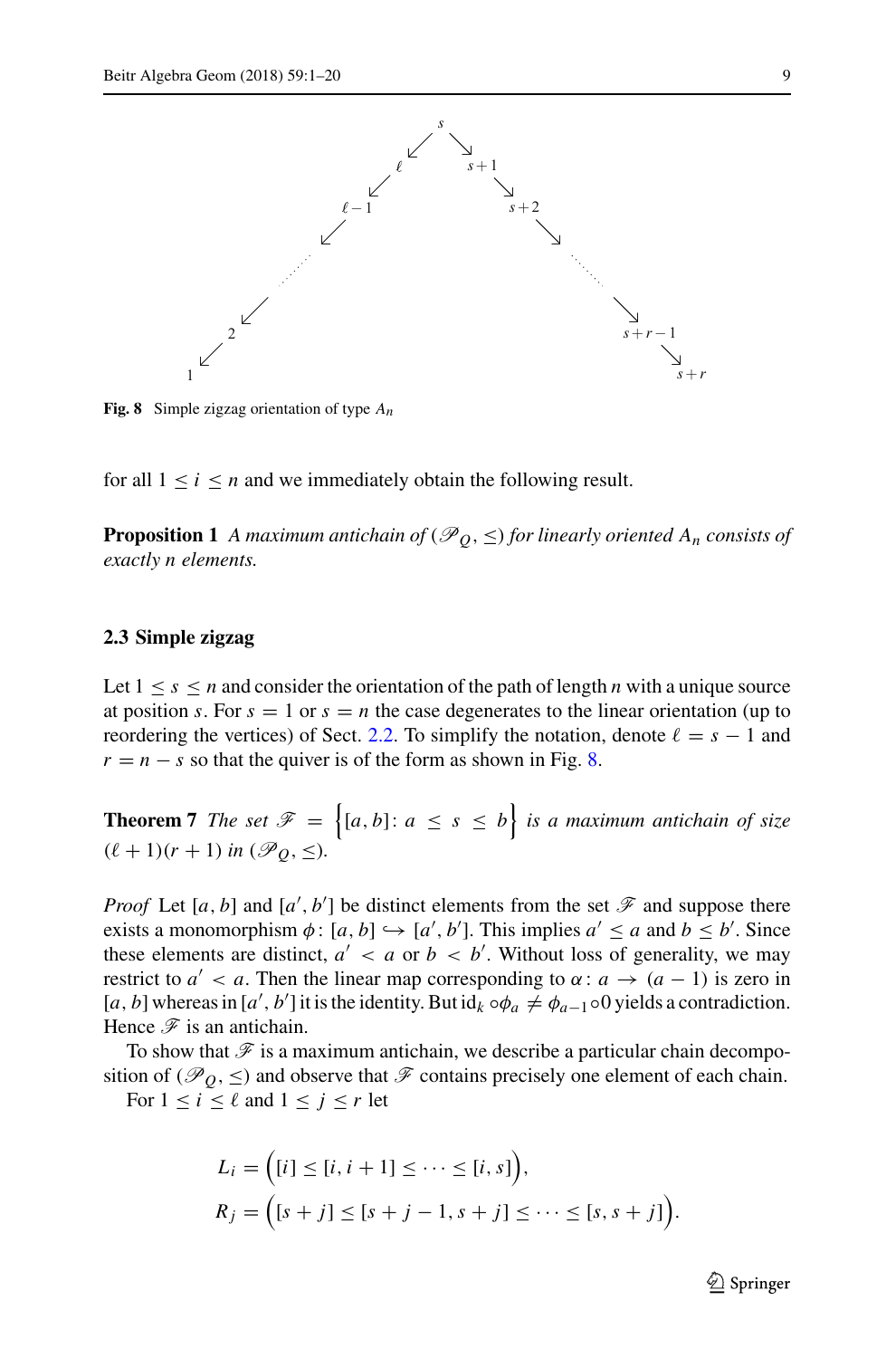Fig. 8 Simple zigzag orientation of type $A_n$

for all $1 \leq i \leq n$ and we immediately obtain the following result.

**Proposition 1** *A maximum antichain of* $(\mathscr{P}_Q, \leq)$ *for linearly oriented* $A_n$ *consists of exactly* $n$ *elements.*

### 2.3 Simple zigzag

Let $1 \leq s \leq n$ and consider the orientation of the path of length $n$ with a unique source at position $s$. For $s = 1$ or $s = n$ the case degenerates to the linear orientation (up to reordering the vertices) of Sect. 2.2. To simplify the notation, denote $\ell = s - 1$ and $r = n - s$ so that the quiver is of the form as shown in Fig. 8.

**Theorem 7** *The set* $\mathscr{F} = \Big\{[a, b] \colon a \leq s \leq b\Big\}$ *is a maximum antichain of size* $(\ell + 1)(r + 1)$ *in* $(\mathscr{P}_Q, \leq)$.

*Proof* Let $[a, b]$ and $[a', b']$ be distinct elements from the set $\mathscr{F}$ and suppose there exists a monomorphism $\phi \colon [a, b] \hookrightarrow [a', b']$. This implies $a' \leq a$ and $b \leq b'$. Since these elements are distinct, $a' < a$ or $b < b'$. Without loss of generality, we may restrict to $a' < a$. Then the linear map corresponding to $\alpha \colon a \to (a - 1)$ is zero in $[a, b]$ whereas in $[a', b']$ it is the identity. But $\mathrm{id}_k \circ \phi_a \neq \phi_{a-1} \circ 0$ yields a contradiction. Hence $\mathscr{F}$ is an antichain.

To show that $\mathscr{F}$ is a maximum antichain, we describe a particular chain decomposition of $(\mathscr{P}_Q, \leq)$ and observe that $\mathscr{F}$ contains precisely one element of each chain.

For $1 \leq i \leq \ell$ and $1 \leq j \leq r$ let

$$
\begin{aligned}
L_i &= \Big([i] \leq [i, i+1] \leq \cdots \leq [i, s]\Big),\\
R_j &= \Big([s+j] \leq [s+j-1, s+j] \leq \cdots \leq [s, s+j]\Big).
\end{aligned}
$$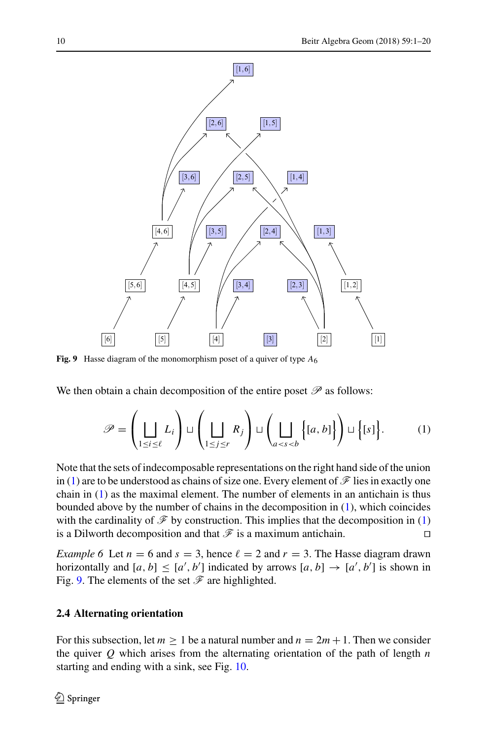[1, 6]

[2, 6]

[1, 5]

[3, 6]

[2, 5]

[1, 4]

[4, 6]

[3, 5]

[2, 4]

[1, 3]

[5, 6]

[4, 5]

[3, 4]

[2, 3]

[1, 2]

[6]

[5]

[4]

[3]

[2]

[1]

**Fig. 9** Hasse diagram of the monomorphism poset of a quiver of type $A_6$

We then obtain a chain decomposition of the entire poset $\mathscr{P}$ as follows:

$$\mathscr{P} = \left( \bigsqcup_{1 \leq i \leq \ell} L_i \right) \sqcup \left( \bigsqcup_{1 \leq j \leq r} R_j \right) \sqcup \left( \bigsqcup_{a < s < b} \Big\{ [a, b] \Big\} \right) \sqcup \Big\{ [s] \Big\}. \qquad (1)$$

Note that the sets of indecomposable representations on the right hand side of the union in (1) are to be understood as chains of size one. Every element of $\mathscr{F}$ lies in exactly one chain in (1) as the maximal element. The number of elements in an antichain is thus bounded above by the number of chains in the decomposition in (1), which coincides with the cardinality of $\mathscr{F}$ by construction. This implies that the decomposition in (1) is a Dilworth decomposition and that $\mathscr{F}$ is a maximum antichain. $\square$

*Example 6* Let $n = 6$ and $s = 3$, hence $\ell = 2$ and $r = 3$. The Hasse diagram drawn horizontally and $[a, b] \leq [a', b']$ indicated by arrows $[a, b] \to [a', b']$ is shown in Fig. 9. The elements of the set $\mathscr{F}$ are highlighted.

### 2.4 Alternating orientation

For this subsection, let $m \geq 1$ be a natural number and $n = 2m + 1$. Then we consider the quiver $Q$ which arises from the alternating orientation of the path of length $n$ starting and ending with a sink, see Fig. 10.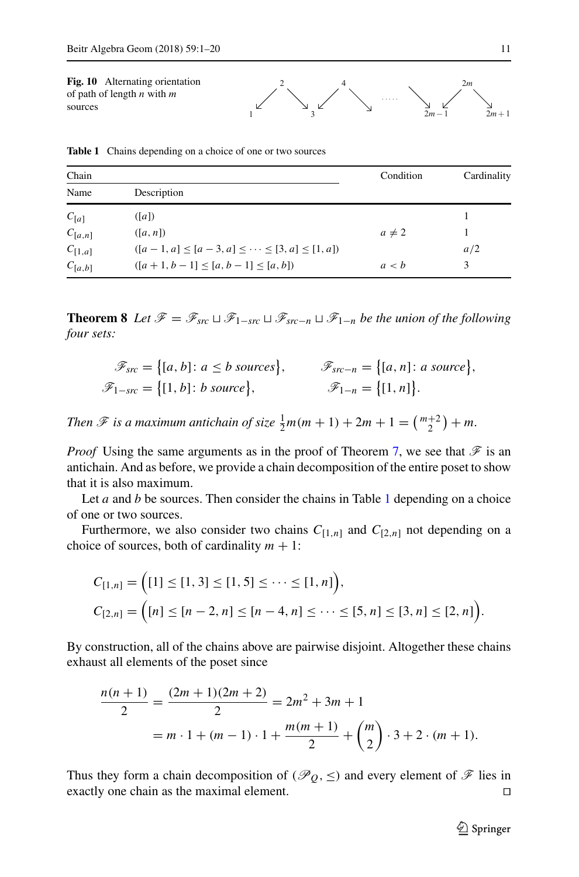**Fig. 10** Alternating orientation of path of length $n$ with $m$ sources

2 4 2m

1 3 ..... 2m − 1 2m + 1

**Table 1** Chains depending on a choice of one or two sources

| Chain | | Condition | Cardinality |
|---|---|---|---|
| Name | Description | | |
| $C_{[a]}$ | $([a])$ | | 1 |
| $C_{[a,n]}$ | $([a,n])$ | $a \neq 2$ | 1 |
| $C_{[1,a]}$ | $([a-1,a] \leq [a-3,a] \leq \cdots \leq [3,a] \leq [1,a])$ | | $a/2$ |
| $C_{[a,b]}$ | $([a+1,b-1] \leq [a,b-1] \leq [a,b])$ | $a < b$ | 3 |

**Theorem 8** *Let $\mathscr{F} = \mathscr{F}_{src} \sqcup \mathscr{F}_{1-src} \sqcup \mathscr{F}_{src-n} \sqcup \mathscr{F}_{1-n}$ be the union of the following four sets:*

$$\mathscr{F}_{src} = \{[a,b] \colon a \leq b \text{ sources}\}, \qquad \mathscr{F}_{src-n} = \{[a,n] \colon a \text{ source}\},$$
$$\mathscr{F}_{1-src} = \{[1,b] \colon b \text{ source}\}, \qquad \mathscr{F}_{1-n} = \{[1,n]\}.$$

*Then $\mathscr{F}$ is a maximum antichain of size $\frac{1}{2}m(m+1) + 2m + 1 = \binom{m+2}{2} + m$.*

*Proof* Using the same arguments as in the proof of Theorem 7, we see that $\mathscr{F}$ is an antichain. And as before, we provide a chain decomposition of the entire poset to show that it is also maximum.

Let $a$ and $b$ be sources. Then consider the chains in Table 1 depending on a choice of one or two sources.

Furthermore, we also consider two chains $C_{[1,n]}$ and $C_{[2,n]}$ not depending on a choice of sources, both of cardinality $m+1$:

$$C_{[1,n]} = \Big([1] \leq [1,3] \leq [1,5] \leq \cdots \leq [1,n]\Big),$$
$$C_{[2,n]} = \Big([n] \leq [n-2,n] \leq [n-4,n] \leq \cdots \leq [5,n] \leq [3,n] \leq [2,n]\Big).$$

By construction, all of the chains above are pairwise disjoint. Altogether these chains exhaust all elements of the poset since

$$\frac{n(n+1)}{2} = \frac{(2m+1)(2m+2)}{2} = 2m^2 + 3m + 1$$
$$= m \cdot 1 + (m-1) \cdot 1 + \frac{m(m+1)}{2} + \binom{m}{2} \cdot 3 + 2 \cdot (m+1).$$

Thus they form a chain decomposition of $(\mathscr{P}_Q, \leq)$ and every element of $\mathscr{F}$ lies in exactly one chain as the maximal element. □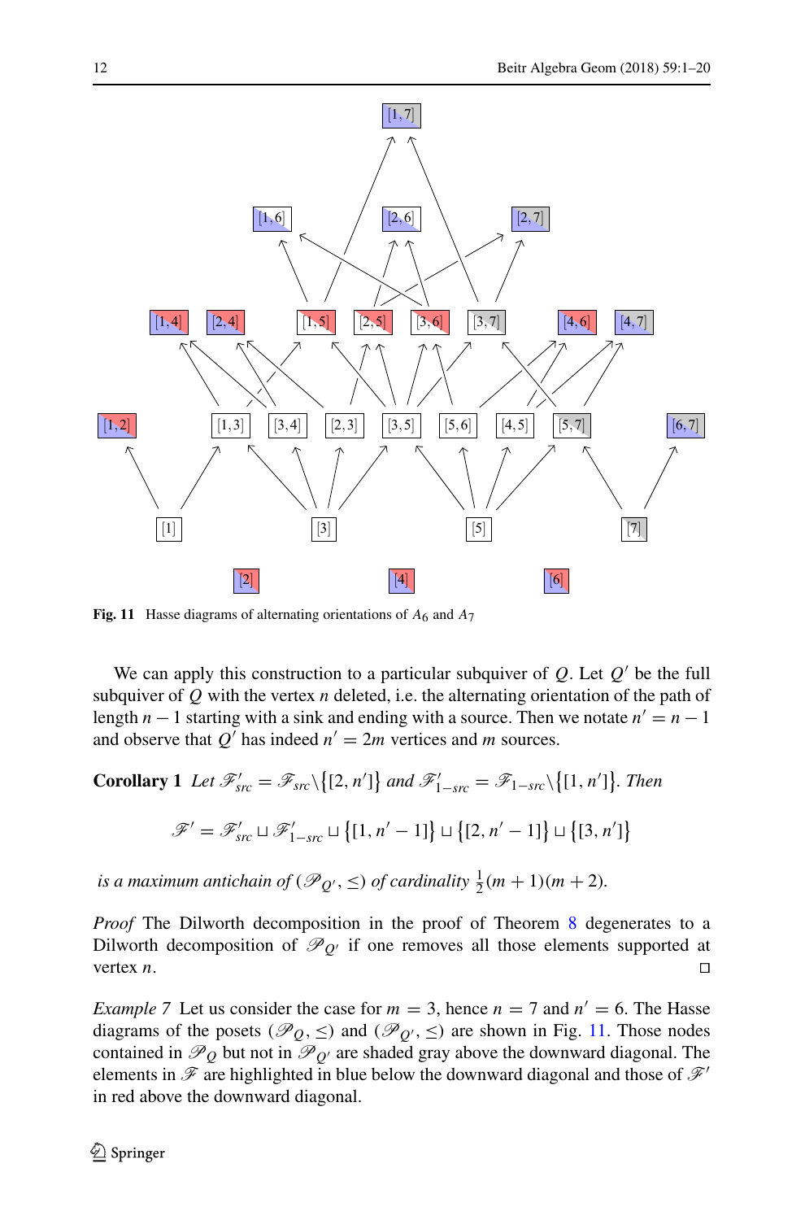[1, 7]

[1, 6]

[2, 6]

[2, 7]

[1, 4]

[2, 4]

[1, 5]

[2, 5]

[3, 6]

[3, 7]

[4, 6]

[4, 7]

[1, 2]

[1, 3]

[3, 4]

[2, 3]

[3, 5]

[5, 6]

[4, 5]

[5, 7]

[6, 7]

[1]

[3]

[5]

[7]

[2]

[4]

[6]

**Fig. 11** Hasse diagrams of alternating orientations of $A_6$ and $A_7$

We can apply this construction to a particular subquiver of $Q$. Let $Q'$ be the full subquiver of $Q$ with the vertex $n$ deleted, i.e. the alternating orientation of the path of length $n-1$ starting with a sink and ending with a source. Then we notate $n' = n-1$ and observe that $Q'$ has indeed $n' = 2m$ vertices and $m$ sources.

**Corollary 1** *Let* $\mathscr{F}'_{src} = \mathscr{F}_{src} \backslash \{[2, n']\}$ *and* $\mathscr{F}'_{1-src} = \mathscr{F}_{1-src} \backslash \{[1, n']\}$. *Then*

$$\mathscr{F}' = \mathscr{F}'_{src} \sqcup \mathscr{F}'_{1-src} \sqcup \{[1, n'-1]\} \sqcup \{[2, n'-1]\} \sqcup \{[3, n']\}$$

*is a maximum antichain of* $(\mathscr{P}_{Q'}, \leq)$ *of cardinality* $\frac{1}{2}(m+1)(m+2)$.

*Proof* The Dilworth decomposition in the proof of Theorem 8 degenerates to a Dilworth decomposition of $\mathscr{P}_{Q'}$ if one removes all those elements supported at vertex $n$. $\square$

*Example 7* Let us consider the case for $m = 3$, hence $n = 7$ and $n' = 6$. The Hasse diagrams of the posets $(\mathscr{P}_Q, \leq)$ and $(\mathscr{P}_{Q'}, \leq)$ are shown in Fig. 11. Those nodes contained in $\mathscr{P}_Q$ but not in $\mathscr{P}_{Q'}$ are shaded gray above the downward diagonal. The elements in $\mathscr{F}$ are highlighted in blue below the downward diagonal and those of $\mathscr{F}'$ in red above the downward diagonal.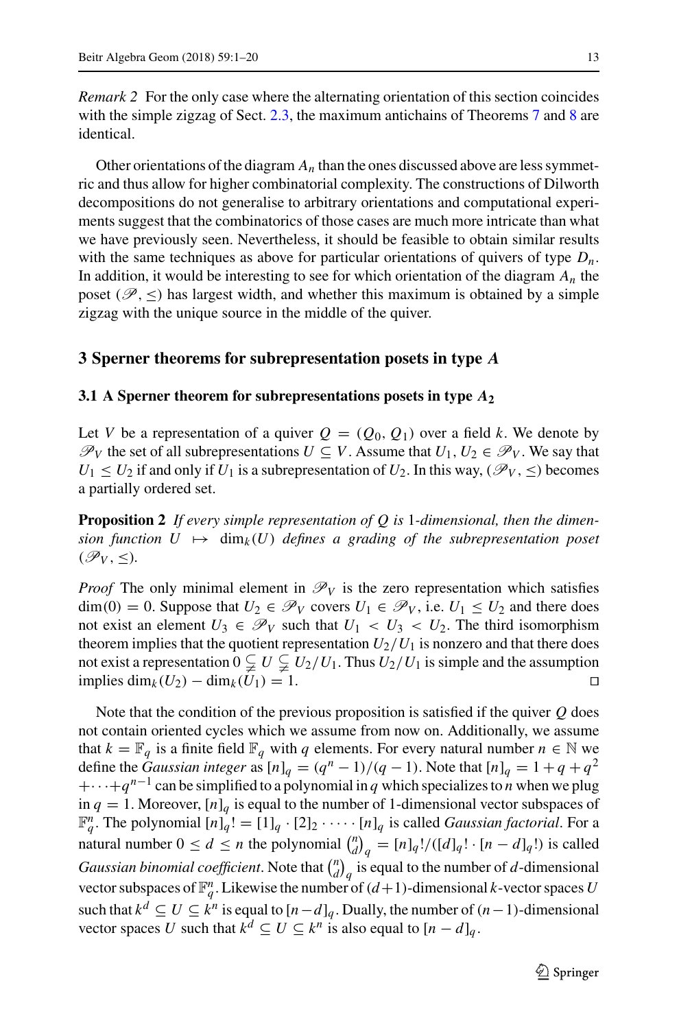*Remark 2* For the only case where the alternating orientation of this section coincides with the simple zigzag of Sect. 2.3, the maximum antichains of Theorems 7 and 8 are identical.

Other orientations of the diagram $A_n$ than the ones discussed above are less symmetric and thus allow for higher combinatorial complexity. The constructions of Dilworth decompositions do not generalise to arbitrary orientations and computational experiments suggest that the combinatorics of those cases are much more intricate than what we have previously seen. Nevertheless, it should be feasible to obtain similar results with the same techniques as above for particular orientations of quivers of type $D_n$. In addition, it would be interesting to see for which orientation of the diagram $A_n$ the poset $(\mathscr{P}, \leq)$ has largest width, and whether this maximum is obtained by a simple zigzag with the unique source in the middle of the quiver.

## 3 Sperner theorems for subrepresentation posets in type $A$

### 3.1 A Sperner theorem for subrepresentations posets in type $A_2$

Let $V$ be a representation of a quiver $Q = (Q_0, Q_1)$ over a field $k$. We denote by $\mathscr{P}_V$ the set of all subrepresentations $U \subseteq V$. Assume that $U_1, U_2 \in \mathscr{P}_V$. We say that $U_1 \leq U_2$ if and only if $U_1$ is a subrepresentation of $U_2$. In this way, $(\mathscr{P}_V, \leq)$ becomes a partially ordered set.

**Proposition 2** *If every simple representation of $Q$ is 1-dimensional, then the dimension function $U \mapsto \dim_k(U)$ defines a grading of the subrepresentation poset $(\mathscr{P}_V, \leq)$.*

*Proof* The only minimal element in $\mathscr{P}_V$ is the zero representation which satisfies $\dim(0) = 0$. Suppose that $U_2 \in \mathscr{P}_V$ covers $U_1 \in \mathscr{P}_V$, i.e. $U_1 \leq U_2$ and there does not exist an element $U_3 \in \mathscr{P}_V$ such that $U_1 < U_3 < U_2$. The third isomorphism theorem implies that the quotient representation $U_2/U_1$ is nonzero and that there does not exist a representation $0 \subsetneq U \subsetneq U_2/U_1$. Thus $U_2/U_1$ is simple and the assumption implies $\dim_k(U_2) - \dim_k(U_1) = 1$. $\square$

Note that the condition of the previous proposition is satisfied if the quiver $Q$ does not contain oriented cycles which we assume from now on. Additionally, we assume that $k = \mathbb{F}_q$ is a finite field $\mathbb{F}_q$ with $q$ elements. For every natural number $n \in \mathbb{N}$ we define the *Gaussian integer* as $[n]_q = (q^n - 1)/(q - 1)$. Note that $[n]_q = 1 + q + q^2 + \cdots + q^{n-1}$ can be simplified to a polynomial in $q$ which specializes to $n$ when we plug in $q = 1$. Moreover, $[n]_q$ is equal to the number of 1-dimensional vector subspaces of $\mathbb{F}_q^n$. The polynomial $[n]_q! = [1]_q \cdot [2]_2 \cdot \cdots \cdot [n]_q$ is called *Gaussian factorial*. For a natural number $0 \leq d \leq n$ the polynomial $\binom{n}{d}_q = [n]_q!/([d]_q! \cdot [n-d]_q!)$ is called *Gaussian binomial coefficient*. Note that $\binom{n}{d}_q$ is equal to the number of $d$-dimensional vector subspaces of $\mathbb{F}_q^n$. Likewise the number of $(d+1)$-dimensional $k$-vector spaces $U$ such that $k^d \subseteq U \subseteq k^n$ is equal to $[n-d]_q$. Dually, the number of $(n-1)$-dimensional vector spaces $U$ such that $k^d \subseteq U \subseteq k^n$ is also equal to $[n-d]_q$.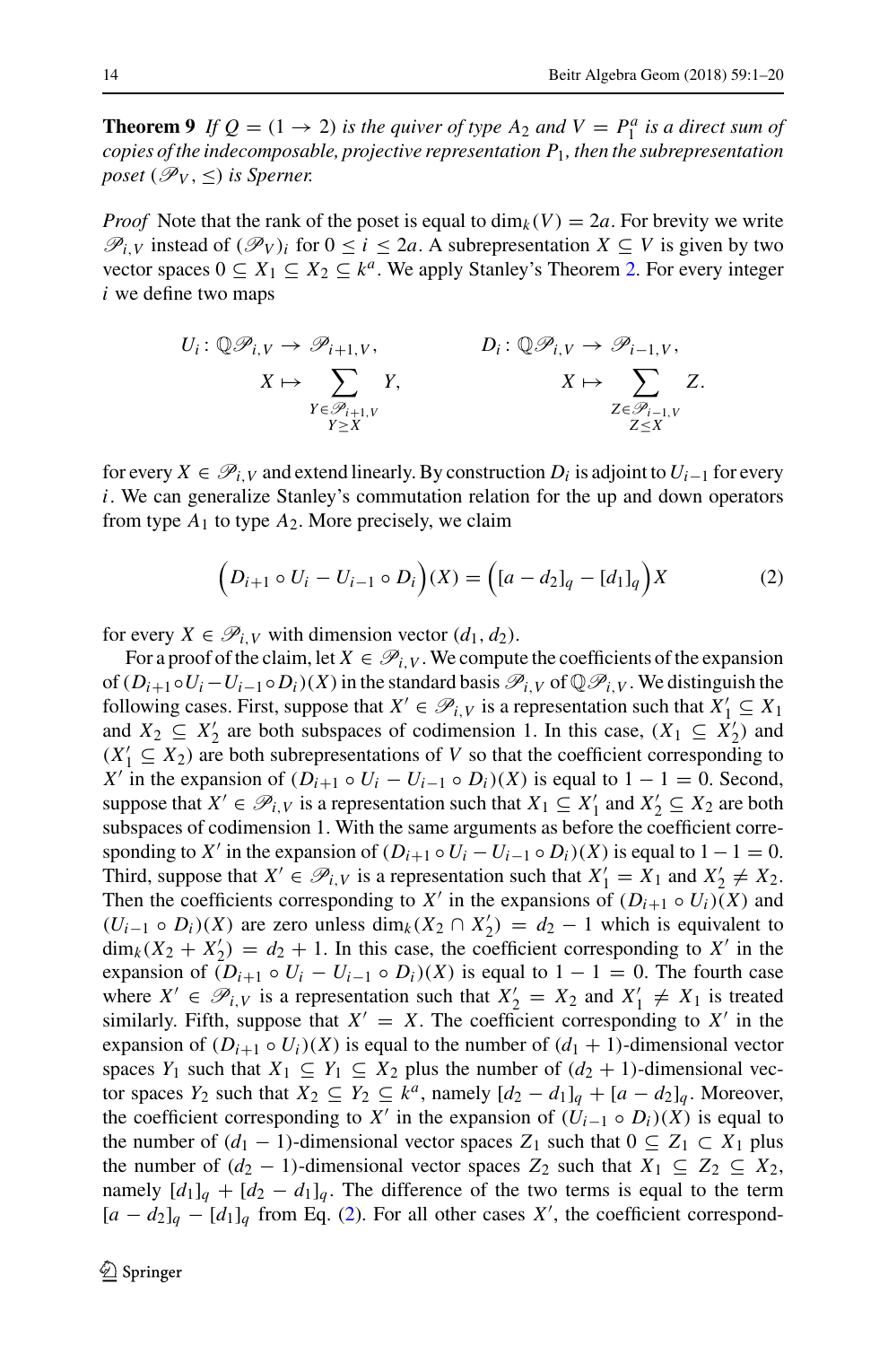**Theorem 9** *If $Q = (1 \to 2)$ is the quiver of type $A_2$ and $V = P_1^a$ is a direct sum of copies of the indecomposable, projective representation $P_1$, then the subrepresentation poset $(\mathscr{P}_V, \leq)$ is Sperner.*

*Proof* Note that the rank of the poset is equal to $\dim_k(V) = 2a$. For brevity we write $\mathscr{P}_{i,V}$ instead of $(\mathscr{P}_V)_i$ for $0 \leq i \leq 2a$. A subrepresentation $X \subseteq V$ is given by two vector spaces $0 \subseteq X_1 \subseteq X_2 \subseteq k^a$. We apply Stanley's Theorem 2. For every integer $i$ we define two maps

$$U_i : \mathbb{Q}\mathscr{P}_{i,V} \to \mathscr{P}_{i+1,V}, \qquad X \mapsto \sum_{\substack{Y \in \mathscr{P}_{i+1,V} \\ Y \geq X}} Y, \qquad\qquad D_i : \mathbb{Q}\mathscr{P}_{i,V} \to \mathscr{P}_{i-1,V}, \qquad X \mapsto \sum_{\substack{Z \in \mathscr{P}_{i-1,V} \\ Z \leq X}} Z.$$

for every $X \in \mathscr{P}_{i,V}$ and extend linearly. By construction $D_i$ is adjoint to $U_{i-1}$ for every $i$. We can generalize Stanley's commutation relation for the up and down operators from type $A_1$ to type $A_2$. More precisely, we claim

$$\Big(D_{i+1} \circ U_i - U_{i-1} \circ D_i\Big)(X) = \Big([a - d_2]_q - [d_1]_q\Big)X \tag{2}$$

for every $X \in \mathscr{P}_{i,V}$ with dimension vector $(d_1, d_2)$.

For a proof of the claim, let $X \in \mathscr{P}_{i,V}$. We compute the coefficients of the expansion of $(D_{i+1} \circ U_i - U_{i-1} \circ D_i)(X)$ in the standard basis $\mathscr{P}_{i,V}$ of $\mathbb{Q}\mathscr{P}_{i,V}$. We distinguish the following cases. First, suppose that $X' \in \mathscr{P}_{i,V}$ is a representation such that $X_1' \subseteq X_1$ and $X_2 \subseteq X_2'$ are both subspaces of codimension 1. In this case, $(X_1 \subseteq X_2')$ and $(X_1' \subseteq X_2)$ are both subrepresentations of $V$ so that the coefficient corresponding to $X'$ in the expansion of $(D_{i+1} \circ U_i - U_{i-1} \circ D_i)(X)$ is equal to $1 - 1 = 0$. Second, suppose that $X' \in \mathscr{P}_{i,V}$ is a representation such that $X_1 \subseteq X_1'$ and $X_2' \subseteq X_2$ are both subspaces of codimension 1. With the same arguments as before the coefficient corresponding to $X'$ in the expansion of $(D_{i+1} \circ U_i - U_{i-1} \circ D_i)(X)$ is equal to $1 - 1 = 0$. Third, suppose that $X' \in \mathscr{P}_{i,V}$ is a representation such that $X_1' = X_1$ and $X_2' \neq X_2$. Then the coefficients corresponding to $X'$ in the expansions of $(D_{i+1} \circ U_i)(X)$ and $(U_{i-1} \circ D_i)(X)$ are zero unless $\dim_k(X_2 \cap X_2') = d_2 - 1$ which is equivalent to $\dim_k(X_2 + X_2') = d_2 + 1$. In this case, the coefficient corresponding to $X'$ in the expansion of $(D_{i+1} \circ U_i - U_{i-1} \circ D_i)(X)$ is equal to $1 - 1 = 0$. The fourth case where $X' \in \mathscr{P}_{i,V}$ is a representation such that $X_2' = X_2$ and $X_1' \neq X_1$ is treated similarly. Fifth, suppose that $X' = X$. The coefficient corresponding to $X'$ in the expansion of $(D_{i+1} \circ U_i)(X)$ is equal to the number of $(d_1 + 1)$-dimensional vector spaces $Y_1$ such that $X_1 \subseteq Y_1 \subseteq X_2$ plus the number of $(d_2 + 1)$-dimensional vector spaces $Y_2$ such that $X_2 \subseteq Y_2 \subseteq k^a$, namely $[d_2 - d_1]_q + [a - d_2]_q$. Moreover, the coefficient corresponding to $X'$ in the expansion of $(U_{i-1} \circ D_i)(X)$ is equal to the number of $(d_1 - 1)$-dimensional vector spaces $Z_1$ such that $0 \subseteq Z_1 \subset X_1$ plus the number of $(d_2 - 1)$-dimensional vector spaces $Z_2$ such that $X_1 \subseteq Z_2 \subseteq X_2$, namely $[d_1]_q + [d_2 - d_1]_q$. The difference of the two terms is equal to the term $[a - d_2]_q - [d_1]_q$ from Eq. (2). For all other cases $X'$, the coefficient correspond-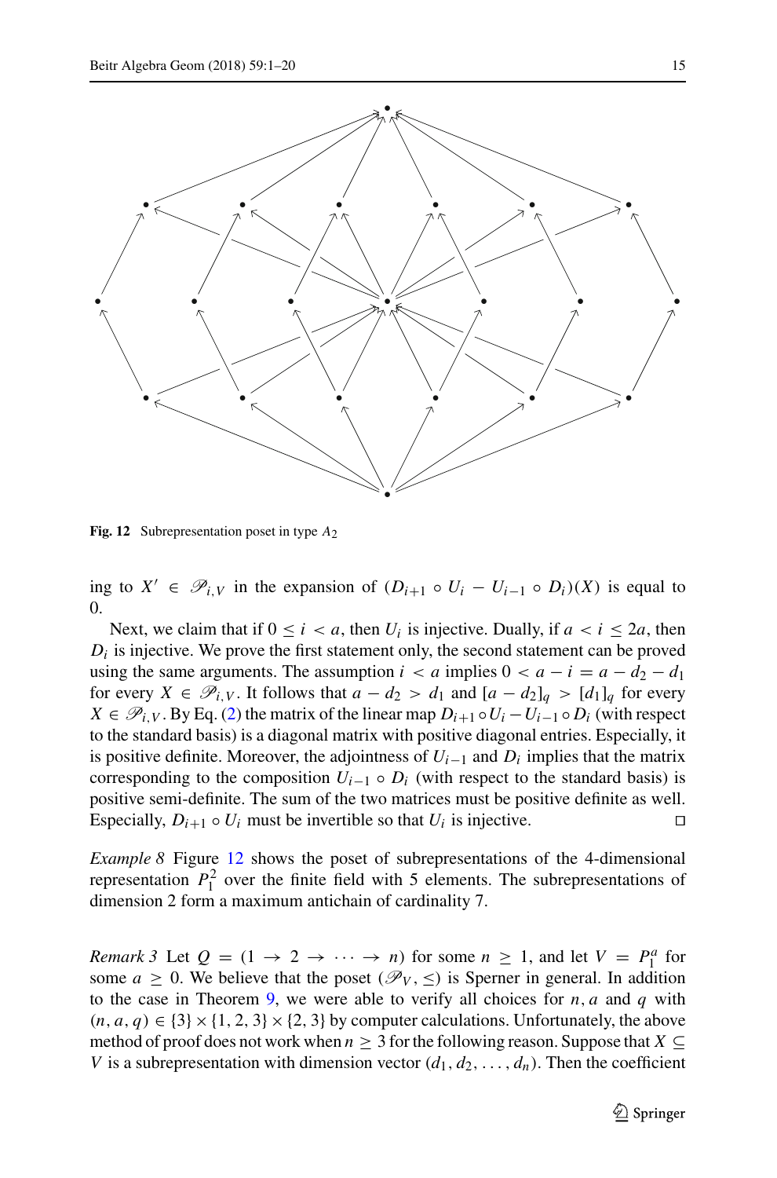Fig. 12 Subrepresentation poset in type $A_2$

ing to $X' \in \mathscr{P}_{i,V}$ in the expansion of $(D_{i+1} \circ U_i - U_{i-1} \circ D_i)(X)$ is equal to 0.

Next, we claim that if $0 \le i < a$, then $U_i$ is injective. Dually, if $a < i \le 2a$, then $D_i$ is injective. We prove the first statement only, the second statement can be proved using the same arguments. The assumption $i < a$ implies $0 < a - i = a - d_2 - d_1$ for every $X \in \mathscr{P}_{i,V}$. It follows that $a - d_2 > d_1$ and $[a - d_2]_q > [d_1]_q$ for every $X \in \mathscr{P}_{i,V}$. By Eq. (2) the matrix of the linear map $D_{i+1} \circ U_i - U_{i-1} \circ D_i$ (with respect to the standard basis) is a diagonal matrix with positive diagonal entries. Especially, it is positive definite. Moreover, the adjointness of $U_{i-1}$ and $D_i$ implies that the matrix corresponding to the composition $U_{i-1} \circ D_i$ (with respect to the standard basis) is positive semi-definite. The sum of the two matrices must be positive definite as well. Especially, $D_{i+1} \circ U_i$ must be invertible so that $U_i$ is injective. □

*Example 8* Figure 12 shows the poset of subrepresentations of the 4-dimensional representation $P_1^2$ over the finite field with 5 elements. The subrepresentations of dimension 2 form a maximum antichain of cardinality 7.

*Remark 3* Let $Q = (1 \to 2 \to \cdots \to n)$ for some $n \ge 1$, and let $V = P_1^a$ for some $a \ge 0$. We believe that the poset $(\mathscr{P}_V, \le)$ is Sperner in general. In addition to the case in Theorem 9, we were able to verify all choices for $n, a$ and $q$ with $(n, a, q) \in \{3\} \times \{1, 2, 3\} \times \{2, 3\}$ by computer calculations. Unfortunately, the above method of proof does not work when $n \ge 3$ for the following reason. Suppose that $X \subseteq V$ is a subrepresentation with dimension vector $(d_1, d_2, \ldots, d_n)$. Then the coefficient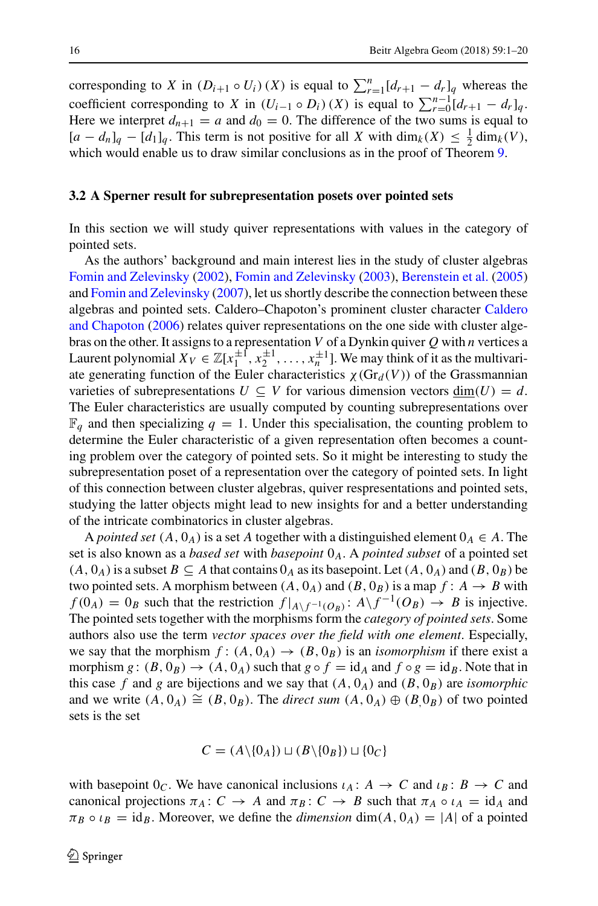corresponding to $X$ in $(D_{i+1} \circ U_i)(X)$ is equal to $\sum_{r=1}^{n}[d_{r+1} - d_r]_q$ whereas the coefficient corresponding to $X$ in $(U_{i-1} \circ D_i)(X)$ is equal to $\sum_{r=0}^{n-1}[d_{r+1} - d_r]_q$. Here we interpret $d_{n+1} = a$ and $d_0 = 0$. The difference of the two sums is equal to $[a - d_n]_q - [d_1]_q$. This term is not positive for all $X$ with $\dim_k(X) \leq \frac{1}{2}\dim_k(V)$, which would enable us to draw similar conclusions as in the proof of Theorem 9.

### 3.2 A Sperner result for subrepresentation posets over pointed sets

In this section we will study quiver representations with values in the category of pointed sets.

As the authors' background and main interest lies in the study of cluster algebras Fomin and Zelevinsky (2002), Fomin and Zelevinsky (2003), Berenstein et al. (2005) and Fomin and Zelevinsky (2007), let us shortly describe the connection between these algebras and pointed sets. Caldero–Chapoton's prominent cluster character Caldero and Chapoton (2006) relates quiver representations on the one side with cluster algebras on the other. It assigns to a representation $V$ of a Dynkin quiver $Q$ with $n$ vertices a Laurent polynomial $X_V \in \mathbb{Z}[x_1^{\pm 1}, x_2^{\pm 1}, \ldots, x_n^{\pm 1}]$. We may think of it as the multivariate generating function of the Euler characteristics $\chi(\mathrm{Gr}_d(V))$ of the Grassmannian varieties of subrepresentations $U \subseteq V$ for various dimension vectors $\underline{\dim}(U) = d$. The Euler characteristics are usually computed by counting subrepresentations over $\mathbb{F}_q$ and then specializing $q = 1$. Under this specialisation, the counting problem to determine the Euler characteristic of a given representation often becomes a counting problem over the category of pointed sets. So it might be interesting to study the subrepresentation poset of a representation over the category of pointed sets. In light of this connection between cluster algebras, quiver respresentations and pointed sets, studying the latter objects might lead to new insights for and a better understanding of the intricate combinatorics in cluster algebras.

A *pointed set* $(A, 0_A)$ is a set $A$ together with a distinguished element $0_A \in A$. The set is also known as a *based set* with *basepoint* $0_A$. A *pointed subset* of a pointed set $(A, 0_A)$ is a subset $B \subseteq A$ that contains $0_A$ as its basepoint. Let $(A, 0_A)$ and $(B, 0_B)$ be two pointed sets. A morphism between $(A, 0_A)$ and $(B, 0_B)$ is a map $f : A \to B$ with $f(0_A) = 0_B$ such that the restriction $f|_{A \setminus f^{-1}(O_B)} : A \setminus f^{-1}(O_B) \to B$ is injective. The pointed sets together with the morphisms form the *category of pointed sets*. Some authors also use the term *vector spaces over the field with one element*. Especially, we say that the morphism $f : (A, 0_A) \to (B, 0_B)$ is an *isomorphism* if there exist a morphism $g : (B, 0_B) \to (A, 0_A)$ such that $g \circ f = \mathrm{id}_A$ and $f \circ g = \mathrm{id}_B$. Note that in this case $f$ and $g$ are bijections and we say that $(A, 0_A)$ and $(B, 0_B)$ are *isomorphic* and we write $(A, 0_A) \cong (B, 0_B)$. The *direct sum* $(A, 0_A) \oplus (B, 0_B)$ of two pointed sets is the set

$$C = (A \setminus \{0_A\}) \sqcup (B \setminus \{0_B\}) \sqcup \{0_C\}$$

with basepoint $0_C$. We have canonical inclusions $\iota_A : A \to C$ and $\iota_B : B \to C$ and canonical projections $\pi_A : C \to A$ and $\pi_B : C \to B$ such that $\pi_A \circ \iota_A = \mathrm{id}_A$ and $\pi_B \circ \iota_B = \mathrm{id}_B$. Moreover, we define the *dimension* $\dim(A, 0_A) = |A|$ of a pointed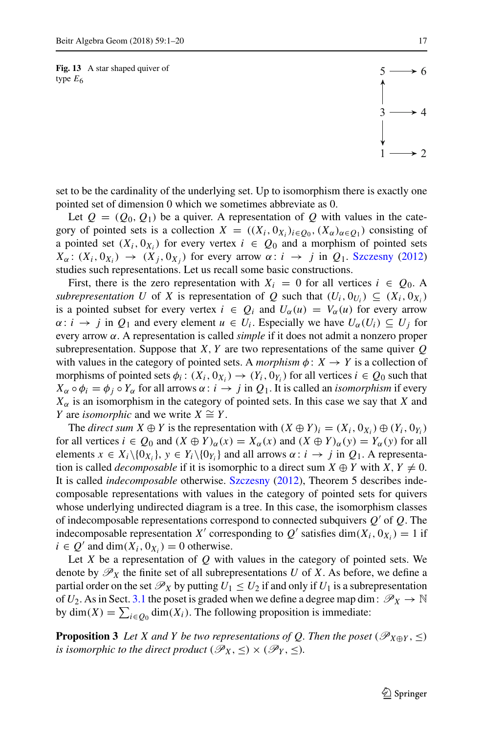**Fig. 13** A star shaped quiver of type $E_6$

5 → 6
3 → 4
1 → 2

set to be the cardinality of the underlying set. Up to isomorphism there is exactly one pointed set of dimension 0 which we sometimes abbreviate as 0.

Let $Q = (Q_0, Q_1)$ be a quiver. A representation of $Q$ with values in the category of pointed sets is a collection $X = ((X_i, 0_{X_i})_{i \in Q_0}, (X_\alpha)_{\alpha \in Q_1})$ consisting of a pointed set $(X_i, 0_{X_i})$ for every vertex $i \in Q_0$ and a morphism of pointed sets $X_\alpha : (X_i, 0_{X_i}) \to (X_j, 0_{X_j})$ for every arrow $\alpha : i \to j$ in $Q_1$. Szczesny (2012) studies such representations. Let us recall some basic constructions.

First, there is the zero representation with $X_i = 0$ for all vertices $i \in Q_0$. A *subrepresentation* $U$ of $X$ is representation of $Q$ such that $(U_i, 0_{U_i}) \subseteq (X_i, 0_{X_i})$ is a pointed subset for every vertex $i \in Q_i$ and $U_\alpha(u) = V_\alpha(u)$ for every arrow $\alpha : i \to j$ in $Q_1$ and every element $u \in U_i$. Especially we have $U_\alpha(U_i) \subseteq U_j$ for every arrow $\alpha$. A representation is called *simple* if it does not admit a nonzero proper subrepresentation. Suppose that $X, Y$ are two representations of the same quiver $Q$ with values in the category of pointed sets. A *morphism* $\phi : X \to Y$ is a collection of morphisms of pointed sets $\phi_i : (X_i, 0_{X_i}) \to (Y_i, 0_{Y_i})$ for all vertices $i \in Q_0$ such that $X_\alpha \circ \phi_i = \phi_j \circ Y_\alpha$ for all arrows $\alpha : i \to j$ in $Q_1$. It is called an *isomorphism* if every $X_\alpha$ is an isomorphism in the category of pointed sets. In this case we say that $X$ and $Y$ are *isomorphic* and we write $X \cong Y$.

The *direct sum* $X \oplus Y$ is the representation with $(X \oplus Y)_i = (X_i, 0_{X_i}) \oplus (Y_i, 0_{Y_i})$ for all vertices $i \in Q_0$ and $(X \oplus Y)_\alpha(x) = X_\alpha(x)$ and $(X \oplus Y)_\alpha(y) = Y_\alpha(y)$ for all elements $x \in X_i \backslash \{0_{X_i}\}$, $y \in Y_i \backslash \{0_{Y_i}\}$ and all arrows $\alpha : i \to j$ in $Q_1$. A representation is called *decomposable* if it is isomorphic to a direct sum $X \oplus Y$ with $X, Y \neq 0$. It is called *indecomposable* otherwise. Szczesny (2012), Theorem 5 describes indecomposable representations with values in the category of pointed sets for quivers whose underlying undirected diagram is a tree. In this case, the isomorphism classes of indecomposable representations correspond to connected subquivers $Q'$ of $Q$. The indecomposable representation $X'$ corresponding to $Q'$ satisfies $\dim(X_i, 0_{X_i}) = 1$ if $i \in Q'$ and $\dim(X_i, 0_{X_i}) = 0$ otherwise.

Let $X$ be a representation of $Q$ with values in the category of pointed sets. We denote by $\mathscr{P}_X$ the finite set of all subrepresentations $U$ of $X$. As before, we define a partial order on the set $\mathscr{P}_X$ by putting $U_1 \leq U_2$ if and only if $U_1$ is a subrepresentation of $U_2$. As in Sect. 3.1 the poset is graded when we define a degree map $\dim : \mathscr{P}_X \to \mathbb{N}$ by $\dim(X) = \sum_{i \in Q_0} \dim(X_i)$. The following proposition is immediate:

**Proposition 3** *Let $X$ and $Y$ be two representations of $Q$. Then the poset $(\mathscr{P}_{X \oplus Y}, \leq)$ is isomorphic to the direct product $(\mathscr{P}_X, \leq) \times (\mathscr{P}_Y, \leq)$.*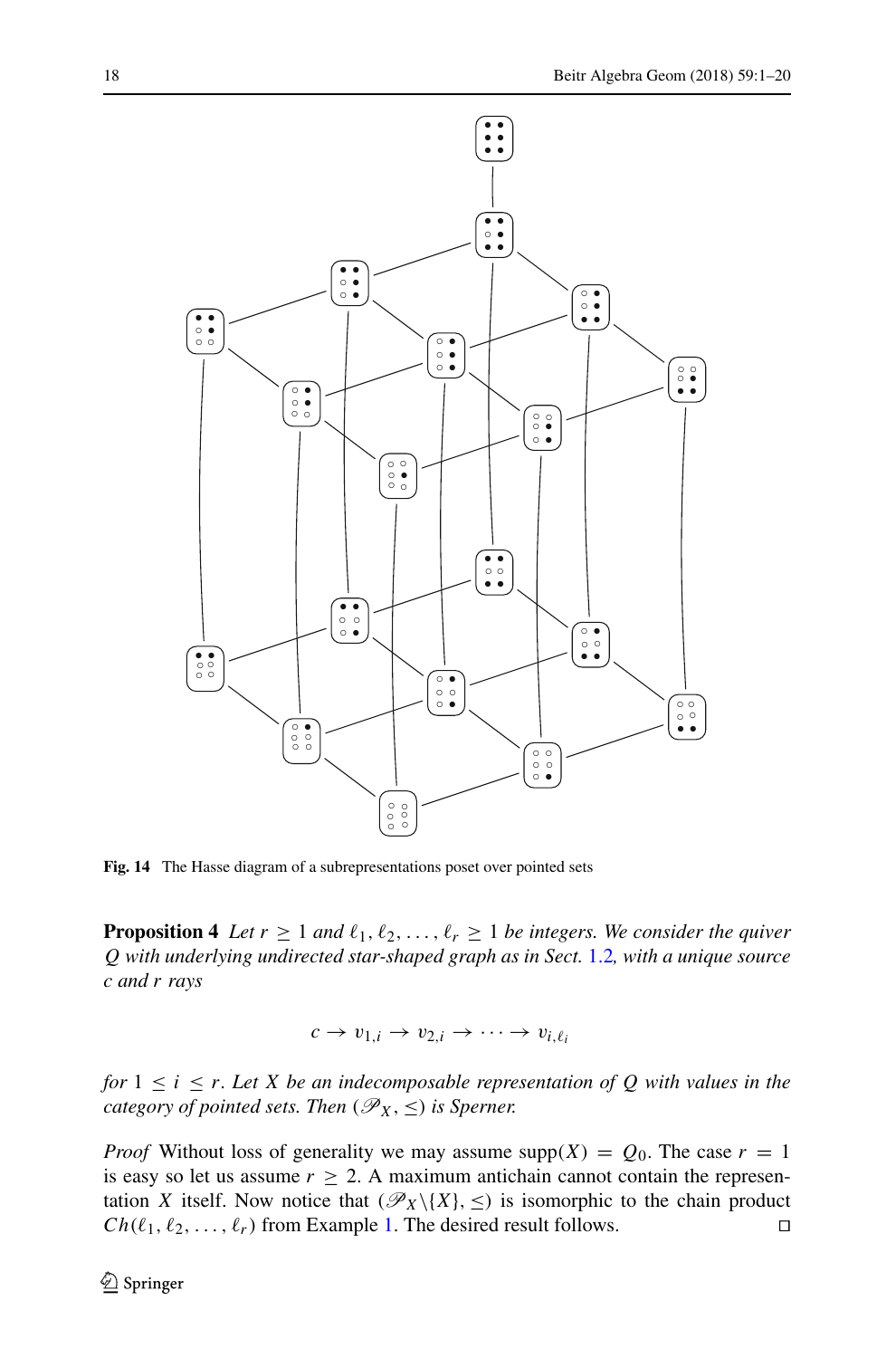**Fig. 14** The Hasse diagram of a subrepresentations poset over pointed sets

**Proposition 4** *Let $r \geq 1$ and $\ell_1, \ell_2, \ldots, \ell_r \geq 1$ be integers. We consider the quiver $Q$ with underlying undirected star-shaped graph as in Sect.* 1.2*, with a unique source $c$ and $r$ rays*

$$c \to v_{1,i} \to v_{2,i} \to \cdots \to v_{i,\ell_i}$$

*for $1 \leq i \leq r$. Let $X$ be an indecomposable representation of $Q$ with values in the category of pointed sets. Then $(\mathscr{P}_X, \leq)$ is Sperner.*

*Proof* Without loss of generality we may assume $\text{supp}(X) = Q_0$. The case $r = 1$ is easy so let us assume $r \geq 2$. A maximum antichain cannot contain the representation $X$ itself. Now notice that $(\mathscr{P}_X \backslash \{X\}, \leq)$ is isomorphic to the chain product $Ch(\ell_1, \ell_2, \ldots, \ell_r)$ from Example 1. The desired result follows. □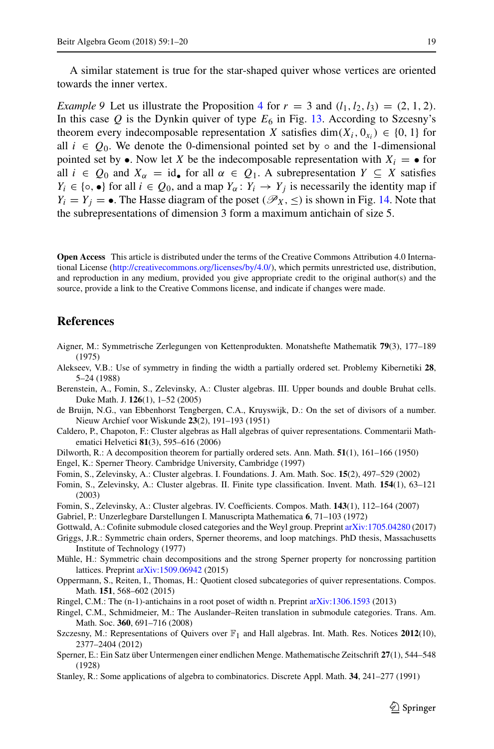A similar statement is true for the star-shaped quiver whose vertices are oriented towards the inner vertex.

*Example 9* Let us illustrate the Proposition 4 for $r = 3$ and $(l_1, l_2, l_3) = (2, 1, 2)$. In this case $Q$ is the Dynkin quiver of type $E_6$ in Fig. 13. According to Szcesny's theorem every indecomposable representation $X$ satisfies $\dim(X_i, 0_{x_i}) \in \{0, 1\}$ for all $i \in Q_0$. We denote the 0-dimensional pointed set by $\circ$ and the 1-dimensional pointed set by $\bullet$. Now let $X$ be the indecomposable representation with $X_i = \bullet$ for all $i \in Q_0$ and $X_\alpha = \mathrm{id}_\bullet$ for all $\alpha \in Q_1$. A subrepresentation $Y \subseteq X$ satisfies $Y_i \in \{\circ, \bullet\}$ for all $i \in Q_0$, and a map $Y_\alpha \colon Y_i \to Y_j$ is necessarily the identity map if $Y_i = Y_j = \bullet$. The Hasse diagram of the poset $(\mathscr{P}_X, \leq)$ is shown in Fig. 14. Note that the subrepresentations of dimension 3 form a maximum antichain of size 5.

**Open Access** This article is distributed under the terms of the Creative Commons Attribution 4.0 International License (http://creativecommons.org/licenses/by/4.0/), which permits unrestricted use, distribution, and reproduction in any medium, provided you give appropriate credit to the original author(s) and the source, provide a link to the Creative Commons license, and indicate if changes were made.

## References

Aigner, M.: Symmetrische Zerlegungen von Kettenprodukten. Monatshefte Mathematik **79**(3), 177–189 (1975)

Alekseev, V.B.: Use of symmetry in finding the width a partially ordered set. Problemy Kibernetiki **28**, 5–24 (1988)

Berenstein, A., Fomin, S., Zelevinsky, A.: Cluster algebras. III. Upper bounds and double Bruhat cells. Duke Math. J. **126**(1), 1–52 (2005)

de Bruijn, N.G., van Ebbenhorst Tengbergen, C.A., Kruyswijk, D.: On the set of divisors of a number. Nieuw Archief voor Wiskunde **23**(2), 191–193 (1951)

Caldero, P., Chapoton, F.: Cluster algebras as Hall algebras of quiver representations. Commentarii Mathematici Helvetici **81**(3), 595–616 (2006)

Dilworth, R.: A decomposition theorem for partially ordered sets. Ann. Math. **51**(1), 161–166 (1950)

Engel, K.: Sperner Theory. Cambridge University, Cambridge (1997)

Fomin, S., Zelevinsky, A.: Cluster algebras. I. Foundations. J. Am. Math. Soc. **15**(2), 497–529 (2002)

Fomin, S., Zelevinsky, A.: Cluster algebras. II. Finite type classification. Invent. Math. **154**(1), 63–121 (2003)

Fomin, S., Zelevinsky, A.: Cluster algebras. IV. Coefficients. Compos. Math. **143**(1), 112–164 (2007)

Gabriel, P.: Unzerlegbare Darstellungen I. Manuscripta Mathematica **6**, 71–103 (1972)

Gottwald, A.: Cofinite submodule closed categories and the Weyl group. Preprint arXiv:1705.04280 (2017)

Griggs, J.R.: Symmetric chain orders, Sperner theorems, and loop matchings. PhD thesis, Massachusetts Institute of Technology (1977)

Mühle, H.: Symmetric chain decompositions and the strong Sperner property for noncrossing partition lattices. Preprint arXiv:1509.06942 (2015)

Oppermann, S., Reiten, I., Thomas, H.: Quotient closed subcategories of quiver representations. Compos. Math. **151**, 568–602 (2015)

Ringel, C.M.: The (n-1)-antichains in a root poset of width n. Preprint arXiv:1306.1593 (2013)

Ringel, C.M., Schmidmeier, M.: The Auslander–Reiten translation in submodule categories. Trans. Am. Math. Soc. **360**, 691–716 (2008)

Szczesny, M.: Representations of Quivers over $\mathbb{F}_1$ and Hall algebras. Int. Math. Res. Notices **2012**(10), 2377–2404 (2012)

Sperner, E.: Ein Satz über Untermengen einer endlichen Menge. Mathematische Zeitschrift **27**(1), 544–548 (1928)

Stanley, R.: Some applications of algebra to combinatorics. Discrete Appl. Math. **34**, 241–277 (1991)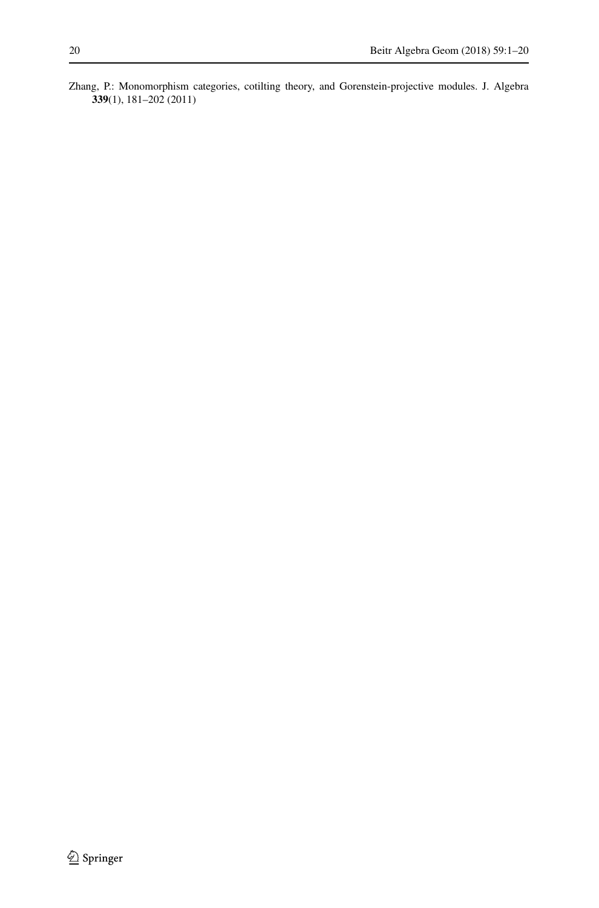Zhang, P.: Monomorphism categories, cotilting theory, and Gorenstein-projective modules. J. Algebra **339**(1), 181–202 (2011)